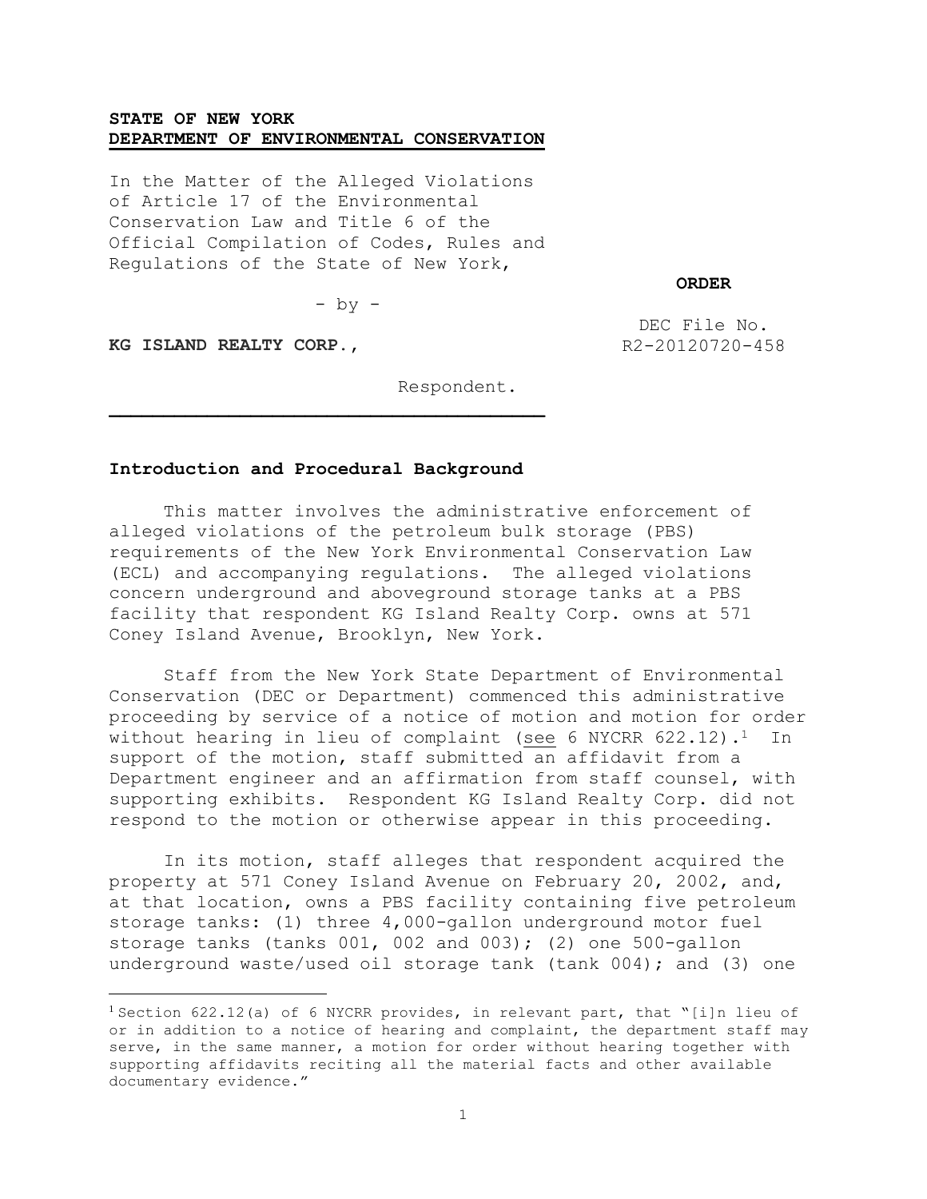**STATE OF NEW YORK**
**DEPARTMENT OF ENVIRONMENTAL CONSERVATION**

In the Matter of the Alleged Violations of Article 17 of the Environmental Conservation Law and Title 6 of the Official Compilation of Codes, Rules and Regulations of the State of New York,

- by -

**KG ISLAND REALTY CORP.,**

Respondent.

**ORDER**

DEC File No. R2-20120720-458

## Introduction and Procedural Background

This matter involves the administrative enforcement of alleged violations of the petroleum bulk storage (PBS) requirements of the New York Environmental Conservation Law (ECL) and accompanying regulations. The alleged violations concern underground and aboveground storage tanks at a PBS facility that respondent KG Island Realty Corp. owns at 571 Coney Island Avenue, Brooklyn, New York.

Staff from the New York State Department of Environmental Conservation (DEC or Department) commenced this administrative proceeding by service of a notice of motion and motion for order without hearing in lieu of complaint (see 6 NYCRR 622.12).[1] In support of the motion, staff submitted an affidavit from a Department engineer and an affirmation from staff counsel, with supporting exhibits. Respondent KG Island Realty Corp. did not respond to the motion or otherwise appear in this proceeding.

In its motion, staff alleges that respondent acquired the property at 571 Coney Island Avenue on February 20, 2002, and, at that location, owns a PBS facility containing five petroleum storage tanks: (1) three 4,000-gallon underground motor fuel storage tanks (tanks 001, 002 and 003); (2) one 500-gallon underground waste/used oil storage tank (tank 004); and (3) one

---

[1] Section 622.12(a) of 6 NYCRR provides, in relevant part, that "[i]n lieu of or in addition to a notice of hearing and complaint, the department staff may serve, in the same manner, a motion for order without hearing together with supporting affidavits reciting all the material facts and other available documentary evidence."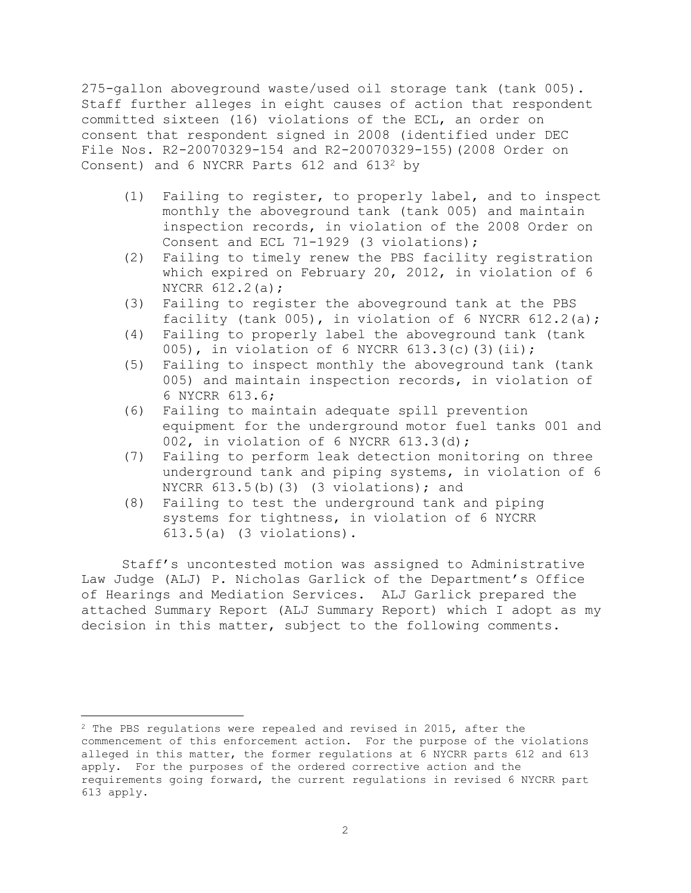275-gallon aboveground waste/used oil storage tank (tank 005). Staff further alleges in eight causes of action that respondent committed sixteen (16) violations of the ECL, an order on consent that respondent signed in 2008 (identified under DEC File Nos. R2-20070329-154 and R2-20070329-155)(2008 Order on Consent) and 6 NYCRR Parts 612 and 613[2] by

(1) Failing to register, to properly label, and to inspect monthly the aboveground tank (tank 005) and maintain inspection records, in violation of the 2008 Order on Consent and ECL 71-1929 (3 violations);
(2) Failing to timely renew the PBS facility registration which expired on February 20, 2012, in violation of 6 NYCRR 612.2(a);
(3) Failing to register the aboveground tank at the PBS facility (tank 005), in violation of 6 NYCRR 612.2(a);
(4) Failing to properly label the aboveground tank (tank 005), in violation of 6 NYCRR 613.3(c)(3)(ii);
(5) Failing to inspect monthly the aboveground tank (tank 005) and maintain inspection records, in violation of 6 NYCRR 613.6;
(6) Failing to maintain adequate spill prevention equipment for the underground motor fuel tanks 001 and 002, in violation of 6 NYCRR 613.3(d);
(7) Failing to perform leak detection monitoring on three underground tank and piping systems, in violation of 6 NYCRR 613.5(b)(3) (3 violations); and
(8) Failing to test the underground tank and piping systems for tightness, in violation of 6 NYCRR 613.5(a) (3 violations).

Staff's uncontested motion was assigned to Administrative Law Judge (ALJ) P. Nicholas Garlick of the Department's Office of Hearings and Mediation Services. ALJ Garlick prepared the attached Summary Report (ALJ Summary Report) which I adopt as my decision in this matter, subject to the following comments.

---

[2] The PBS regulations were repealed and revised in 2015, after the commencement of this enforcement action. For the purpose of the violations alleged in this matter, the former regulations at 6 NYCRR parts 612 and 613 apply. For the purposes of the ordered corrective action and the requirements going forward, the current regulations in revised 6 NYCRR part 613 apply.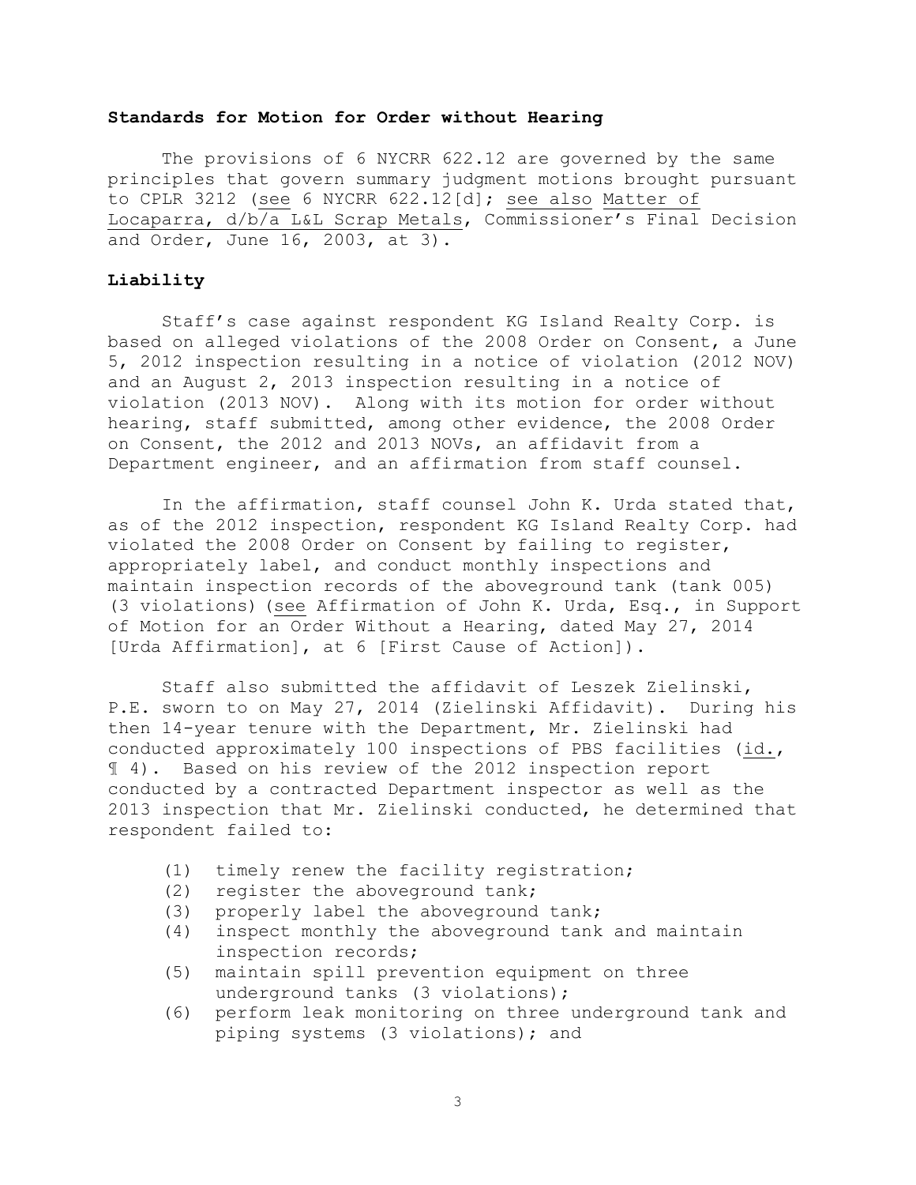**Standards for Motion for Order without Hearing**

The provisions of 6 NYCRR 622.12 are governed by the same principles that govern summary judgment motions brought pursuant to CPLR 3212 (see 6 NYCRR 622.12[d]; see also Matter of Locaparra, d/b/a L&L Scrap Metals, Commissioner's Final Decision and Order, June 16, 2003, at 3).

**Liability**

Staff's case against respondent KG Island Realty Corp. is based on alleged violations of the 2008 Order on Consent, a June 5, 2012 inspection resulting in a notice of violation (2012 NOV) and an August 2, 2013 inspection resulting in a notice of violation (2013 NOV). Along with its motion for order without hearing, staff submitted, among other evidence, the 2008 Order on Consent, the 2012 and 2013 NOVs, an affidavit from a Department engineer, and an affirmation from staff counsel.

In the affirmation, staff counsel John K. Urda stated that, as of the 2012 inspection, respondent KG Island Realty Corp. had violated the 2008 Order on Consent by failing to register, appropriately label, and conduct monthly inspections and maintain inspection records of the aboveground tank (tank 005) (3 violations) (see Affirmation of John K. Urda, Esq., in Support of Motion for an Order Without a Hearing, dated May 27, 2014 [Urda Affirmation], at 6 [First Cause of Action]).

Staff also submitted the affidavit of Leszek Zielinski, P.E. sworn to on May 27, 2014 (Zielinski Affidavit). During his then 14-year tenure with the Department, Mr. Zielinski had conducted approximately 100 inspections of PBS facilities (id., ¶ 4). Based on his review of the 2012 inspection report conducted by a contracted Department inspector as well as the 2013 inspection that Mr. Zielinski conducted, he determined that respondent failed to:

(1) timely renew the facility registration;
(2) register the aboveground tank;
(3) properly label the aboveground tank;
(4) inspect monthly the aboveground tank and maintain inspection records;
(5) maintain spill prevention equipment on three underground tanks (3 violations);
(6) perform leak monitoring on three underground tank and piping systems (3 violations); and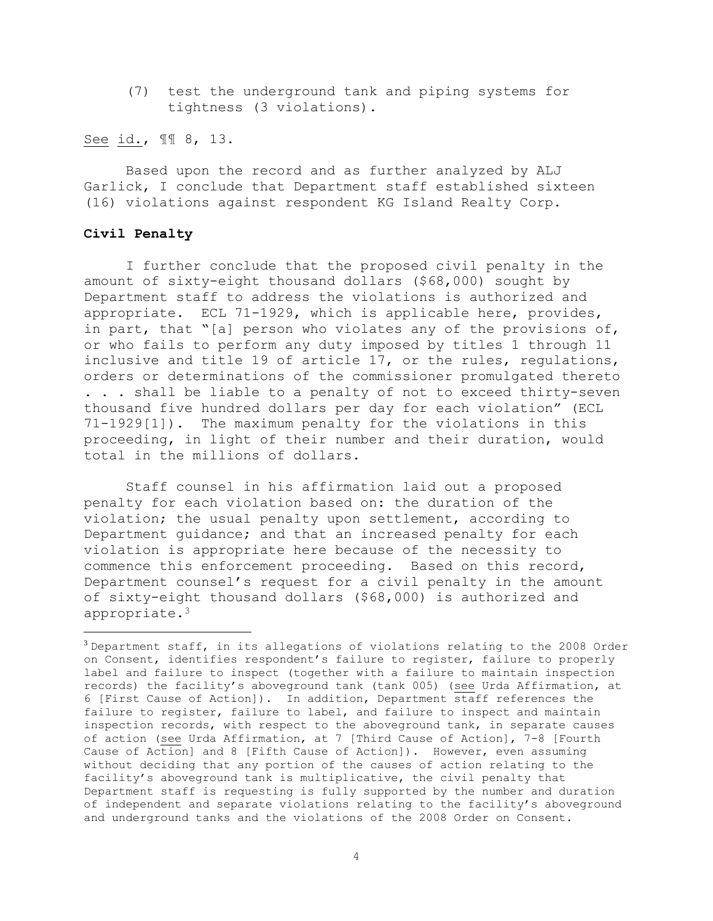(7) test the underground tank and piping systems for tightness (3 violations).

See id., ¶¶ 8, 13.

Based upon the record and as further analyzed by ALJ Garlick, I conclude that Department staff established sixteen (16) violations against respondent KG Island Realty Corp.

**Civil Penalty**

I further conclude that the proposed civil penalty in the amount of sixty-eight thousand dollars ($68,000) sought by Department staff to address the violations is authorized and appropriate. ECL 71-1929, which is applicable here, provides, in part, that "[a] person who violates any of the provisions of, or who fails to perform any duty imposed by titles 1 through 11 inclusive and title 19 of article 17, or the rules, regulations, orders or determinations of the commissioner promulgated thereto . . . shall be liable to a penalty of not to exceed thirty-seven thousand five hundred dollars per day for each violation" (ECL 71-1929[1]). The maximum penalty for the violations in this proceeding, in light of their number and their duration, would total in the millions of dollars.

Staff counsel in his affirmation laid out a proposed penalty for each violation based on: the duration of the violation; the usual penalty upon settlement, according to Department guidance; and that an increased penalty for each violation is appropriate here because of the necessity to commence this enforcement proceeding. Based on this record, Department counsel's request for a civil penalty in the amount of sixty-eight thousand dollars ($68,000) is authorized and appropriate.[3]

---

[3] Department staff, in its allegations of violations relating to the 2008 Order on Consent, identifies respondent's failure to register, failure to properly label and failure to inspect (together with a failure to maintain inspection records) the facility's aboveground tank (tank 005) (see Urda Affirmation, at 6 [First Cause of Action]). In addition, Department staff references the failure to register, failure to label, and failure to inspect and maintain inspection records, with respect to the aboveground tank, in separate causes of action (see Urda Affirmation, at 7 [Third Cause of Action], 7-8 [Fourth Cause of Action] and 8 [Fifth Cause of Action]). However, even assuming without deciding that any portion of the causes of action relating to the facility's aboveground tank is multiplicative, the civil penalty that Department staff is requesting is fully supported by the number and duration of independent and separate violations relating to the facility's aboveground and underground tanks and the violations of the 2008 Order on Consent.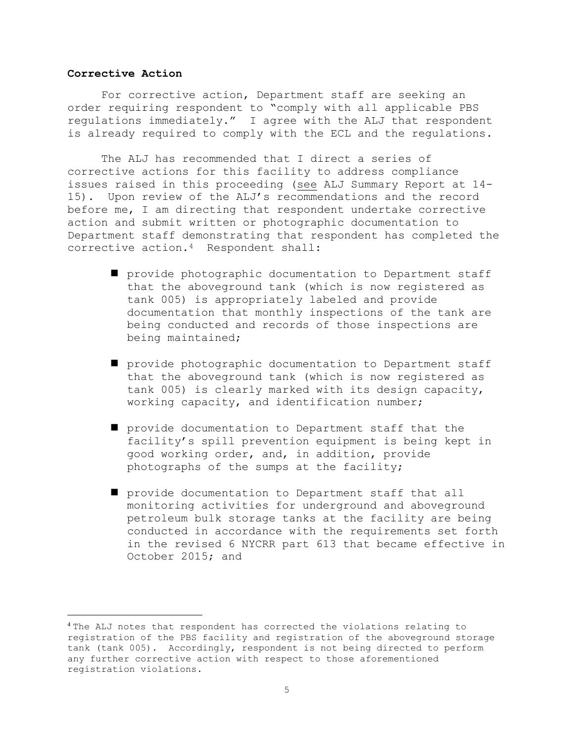**Corrective Action**

For corrective action, Department staff are seeking an order requiring respondent to "comply with all applicable PBS regulations immediately." I agree with the ALJ that respondent is already required to comply with the ECL and the regulations.

The ALJ has recommended that I direct a series of corrective actions for this facility to address compliance issues raised in this proceeding (see ALJ Summary Report at 14-15). Upon review of the ALJ's recommendations and the record before me, I am directing that respondent undertake corrective action and submit written or photographic documentation to Department staff demonstrating that respondent has completed the corrective action.[4] Respondent shall:

- provide photographic documentation to Department staff that the aboveground tank (which is now registered as tank 005) is appropriately labeled and provide documentation that monthly inspections of the tank are being conducted and records of those inspections are being maintained;

- provide photographic documentation to Department staff that the aboveground tank (which is now registered as tank 005) is clearly marked with its design capacity, working capacity, and identification number;

- provide documentation to Department staff that the facility's spill prevention equipment is being kept in good working order, and, in addition, provide photographs of the sumps at the facility;

- provide documentation to Department staff that all monitoring activities for underground and aboveground petroleum bulk storage tanks at the facility are being conducted in accordance with the requirements set forth in the revised 6 NYCRR part 613 that became effective in October 2015; and

[4] The ALJ notes that respondent has corrected the violations relating to registration of the PBS facility and registration of the aboveground storage tank (tank 005). Accordingly, respondent is not being directed to perform any further corrective action with respect to those aforementioned registration violations.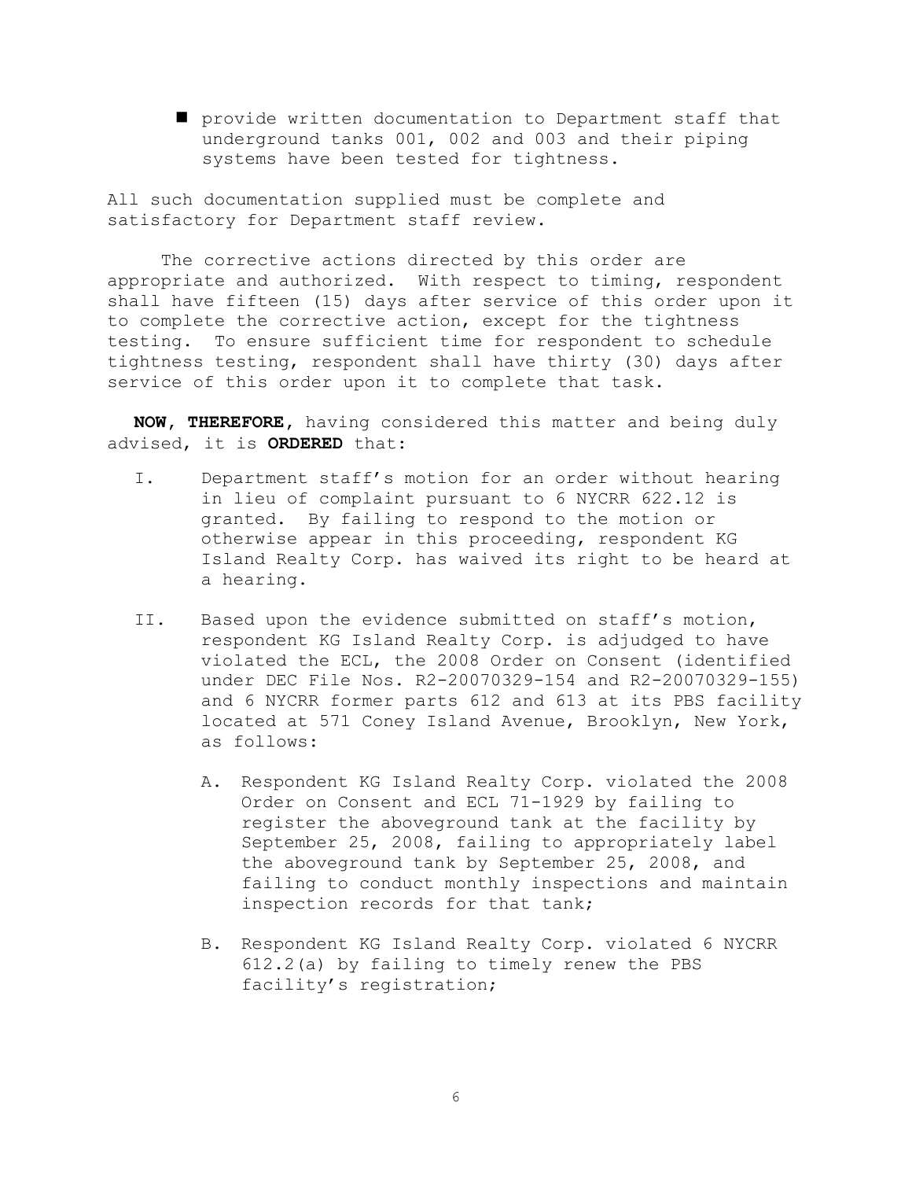- provide written documentation to Department staff that underground tanks 001, 002 and 003 and their piping systems have been tested for tightness.

All such documentation supplied must be complete and satisfactory for Department staff review.

The corrective actions directed by this order are appropriate and authorized. With respect to timing, respondent shall have fifteen (15) days after service of this order upon it to complete the corrective action, except for the tightness testing. To ensure sufficient time for respondent to schedule tightness testing, respondent shall have thirty (30) days after service of this order upon it to complete that task.

**NOW, THEREFORE,** having considered this matter and being duly advised, it is **ORDERED** that:

I. Department staff's motion for an order without hearing in lieu of complaint pursuant to 6 NYCRR 622.12 is granted. By failing to respond to the motion or otherwise appear in this proceeding, respondent KG Island Realty Corp. has waived its right to be heard at a hearing.

II. Based upon the evidence submitted on staff's motion, respondent KG Island Realty Corp. is adjudged to have violated the ECL, the 2008 Order on Consent (identified under DEC File Nos. R2-20070329-154 and R2-20070329-155) and 6 NYCRR former parts 612 and 613 at its PBS facility located at 571 Coney Island Avenue, Brooklyn, New York, as follows:

   A. Respondent KG Island Realty Corp. violated the 2008 Order on Consent and ECL 71-1929 by failing to register the aboveground tank at the facility by September 25, 2008, failing to appropriately label the aboveground tank by September 25, 2008, and failing to conduct monthly inspections and maintain inspection records for that tank;

   B. Respondent KG Island Realty Corp. violated 6 NYCRR 612.2(a) by failing to timely renew the PBS facility's registration;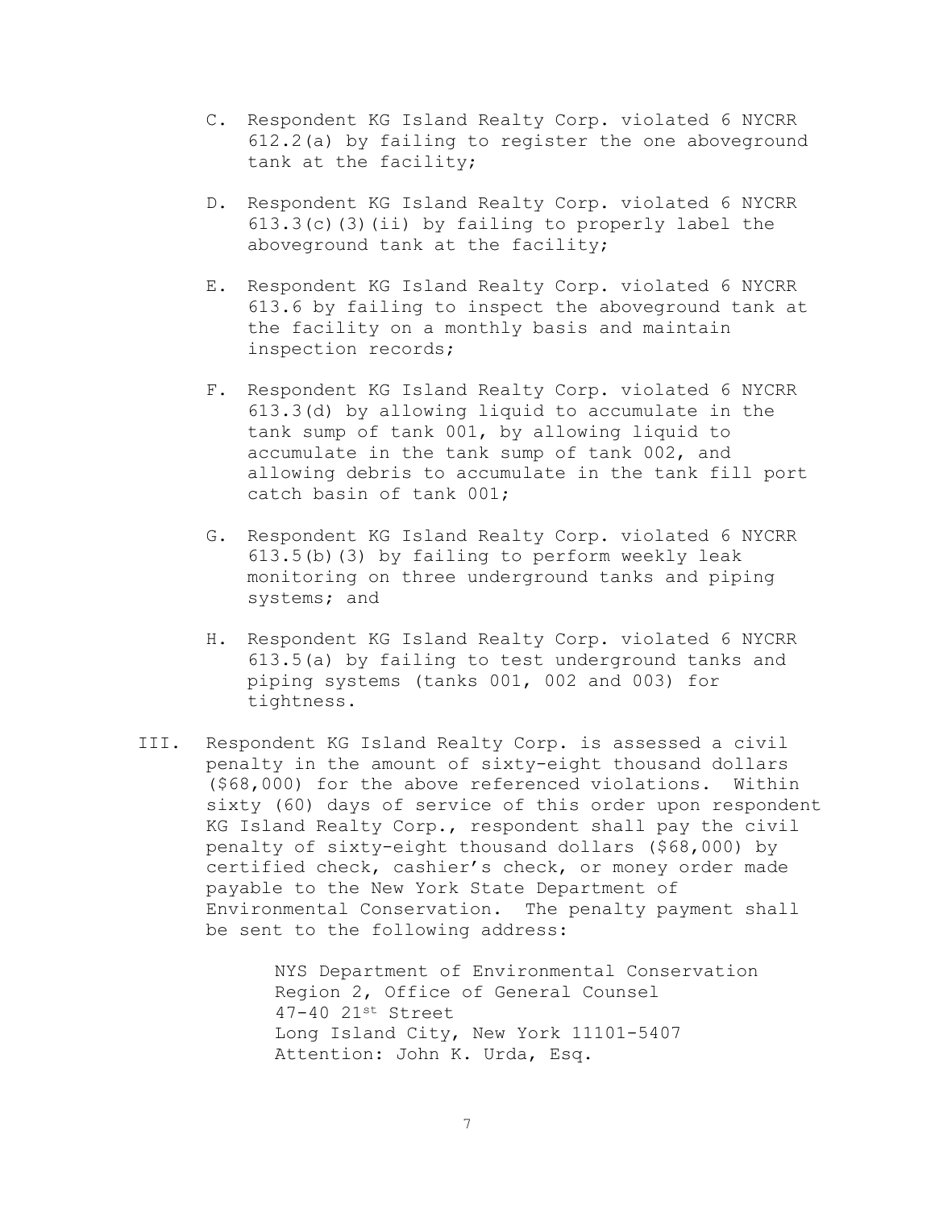C. Respondent KG Island Realty Corp. violated 6 NYCRR 612.2(a) by failing to register the one aboveground tank at the facility;

D. Respondent KG Island Realty Corp. violated 6 NYCRR 613.3(c)(3)(ii) by failing to properly label the aboveground tank at the facility;

E. Respondent KG Island Realty Corp. violated 6 NYCRR 613.6 by failing to inspect the aboveground tank at the facility on a monthly basis and maintain inspection records;

F. Respondent KG Island Realty Corp. violated 6 NYCRR 613.3(d) by allowing liquid to accumulate in the tank sump of tank 001, by allowing liquid to accumulate in the tank sump of tank 002, and allowing debris to accumulate in the tank fill port catch basin of tank 001;

G. Respondent KG Island Realty Corp. violated 6 NYCRR 613.5(b)(3) by failing to perform weekly leak monitoring on three underground tanks and piping systems; and

H. Respondent KG Island Realty Corp. violated 6 NYCRR 613.5(a) by failing to test underground tanks and piping systems (tanks 001, 002 and 003) for tightness.

III. Respondent KG Island Realty Corp. is assessed a civil penalty in the amount of sixty-eight thousand dollars ($68,000) for the above referenced violations. Within sixty (60) days of service of this order upon respondent KG Island Realty Corp., respondent shall pay the civil penalty of sixty-eight thousand dollars ($68,000) by certified check, cashier's check, or money order made payable to the New York State Department of Environmental Conservation. The penalty payment shall be sent to the following address:

NYS Department of Environmental Conservation
Region 2, Office of General Counsel
47-40 21st Street
Long Island City, New York 11101-5407
Attention: John K. Urda, Esq.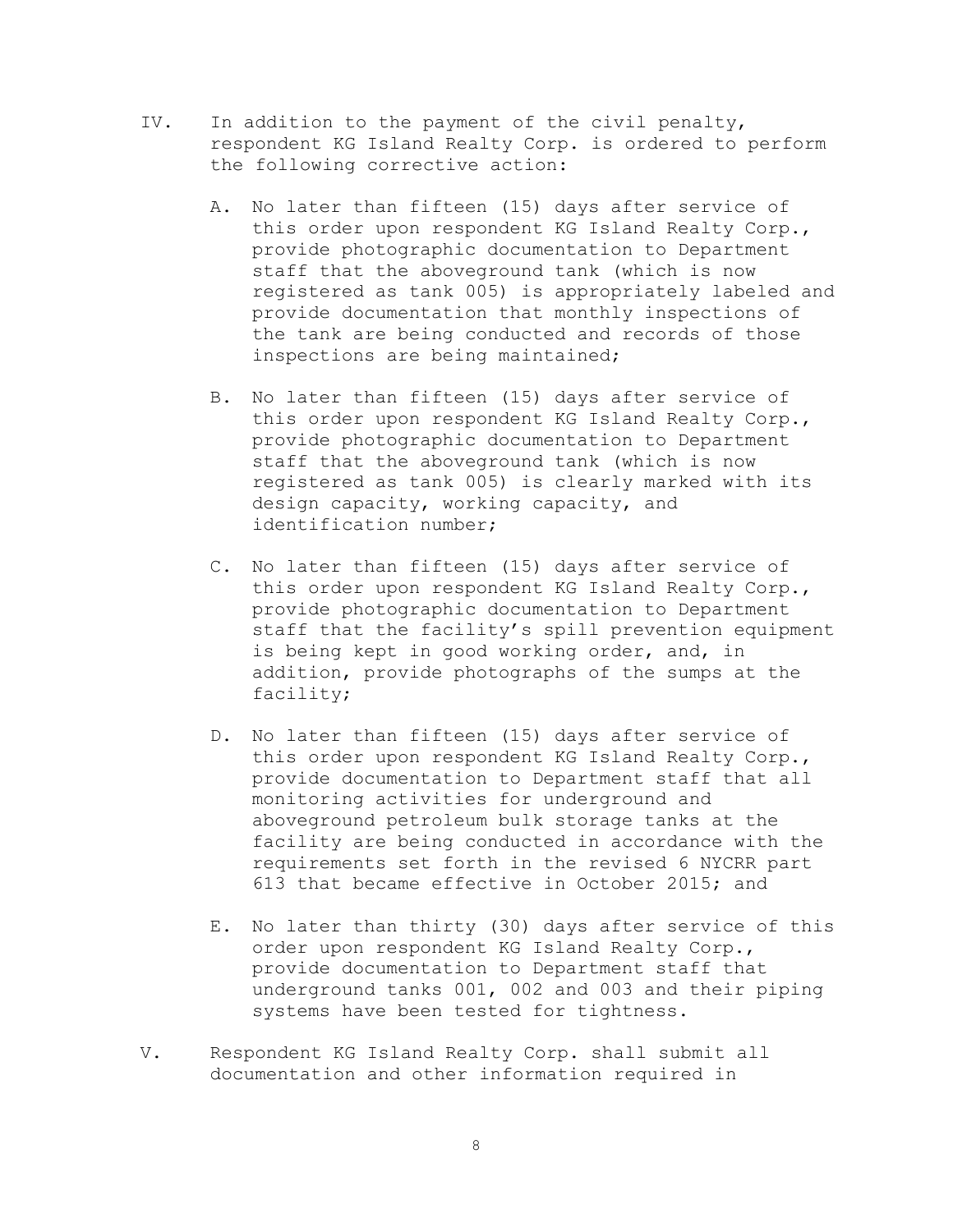IV. In addition to the payment of the civil penalty, respondent KG Island Realty Corp. is ordered to perform the following corrective action:

   A. No later than fifteen (15) days after service of this order upon respondent KG Island Realty Corp., provide photographic documentation to Department staff that the aboveground tank (which is now registered as tank 005) is appropriately labeled and provide documentation that monthly inspections of the tank are being conducted and records of those inspections are being maintained;

   B. No later than fifteen (15) days after service of this order upon respondent KG Island Realty Corp., provide photographic documentation to Department staff that the aboveground tank (which is now registered as tank 005) is clearly marked with its design capacity, working capacity, and identification number;

   C. No later than fifteen (15) days after service of this order upon respondent KG Island Realty Corp., provide photographic documentation to Department staff that the facility's spill prevention equipment is being kept in good working order, and, in addition, provide photographs of the sumps at the facility;

   D. No later than fifteen (15) days after service of this order upon respondent KG Island Realty Corp., provide documentation to Department staff that all monitoring activities for underground and aboveground petroleum bulk storage tanks at the facility are being conducted in accordance with the requirements set forth in the revised 6 NYCRR part 613 that became effective in October 2015; and

   E. No later than thirty (30) days after service of this order upon respondent KG Island Realty Corp., provide documentation to Department staff that underground tanks 001, 002 and 003 and their piping systems have been tested for tightness.

V. Respondent KG Island Realty Corp. shall submit all documentation and other information required in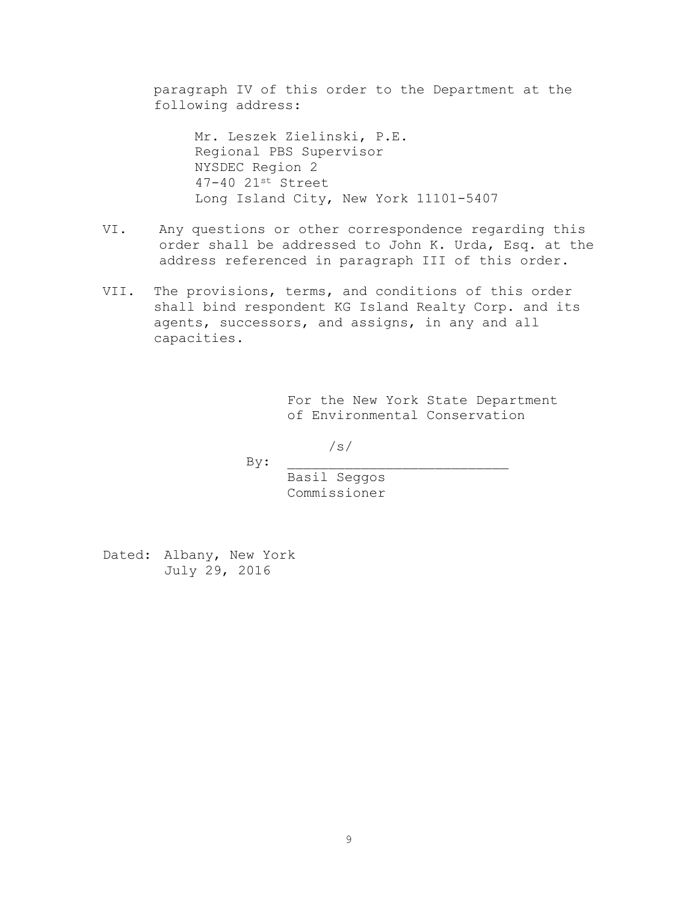paragraph IV of this order to the Department at the following address:

Mr. Leszek Zielinski, P.E.
Regional PBS Supervisor
NYSDEC Region 2
47-40 21st Street
Long Island City, New York 11101-5407

VI. Any questions or other correspondence regarding this order shall be addressed to John K. Urda, Esq. at the address referenced in paragraph III of this order.

VII. The provisions, terms, and conditions of this order shall bind respondent KG Island Realty Corp. and its agents, successors, and assigns, in any and all capacities.

For the New York State Department of Environmental Conservation

/s/

By: ___________________________
Basil Seggos
Commissioner

Dated: Albany, New York
July 29, 2016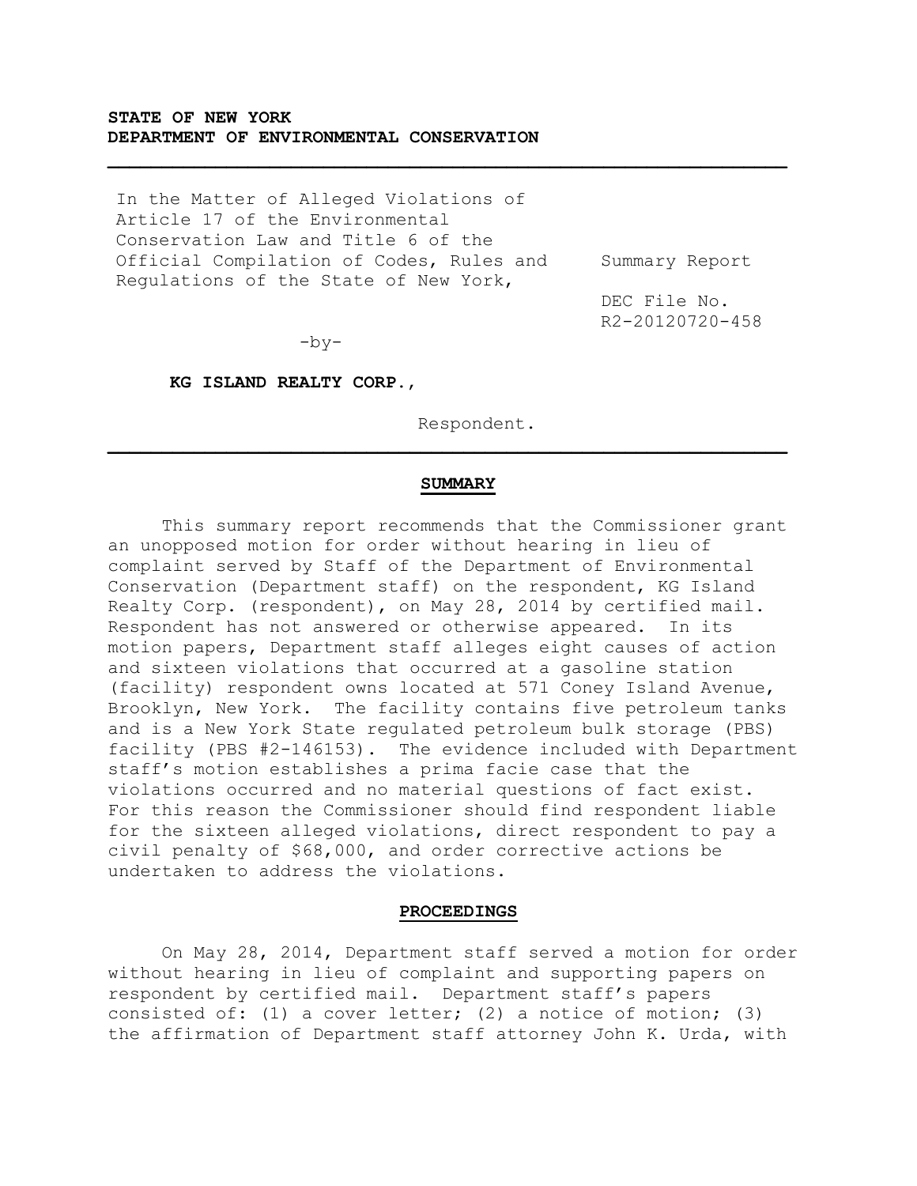**STATE OF NEW YORK**
**DEPARTMENT OF ENVIRONMENTAL CONSERVATION**

---

| | |
|---|---|
| In the Matter of Alleged Violations of Article 17 of the Environmental Conservation Law and Title 6 of the Official Compilation of Codes, Rules and Regulations of the State of New York, | Summary Report |
| | DEC File No. R2-20120720-458 |
| -by- | |
| **KG ISLAND REALTY CORP.,** | |
| Respondent. | |

---

## SUMMARY

This summary report recommends that the Commissioner grant an unopposed motion for order without hearing in lieu of complaint served by Staff of the Department of Environmental Conservation (Department staff) on the respondent, KG Island Realty Corp. (respondent), on May 28, 2014 by certified mail. Respondent has not answered or otherwise appeared. In its motion papers, Department staff alleges eight causes of action and sixteen violations that occurred at a gasoline station (facility) respondent owns located at 571 Coney Island Avenue, Brooklyn, New York. The facility contains five petroleum tanks and is a New York State regulated petroleum bulk storage (PBS) facility (PBS #2-146153). The evidence included with Department staff's motion establishes a prima facie case that the violations occurred and no material questions of fact exist. For this reason the Commissioner should find respondent liable for the sixteen alleged violations, direct respondent to pay a civil penalty of $68,000, and order corrective actions be undertaken to address the violations.

## PROCEEDINGS

On May 28, 2014, Department staff served a motion for order without hearing in lieu of complaint and supporting papers on respondent by certified mail. Department staff's papers consisted of: (1) a cover letter; (2) a notice of motion; (3) the affirmation of Department staff attorney John K. Urda, with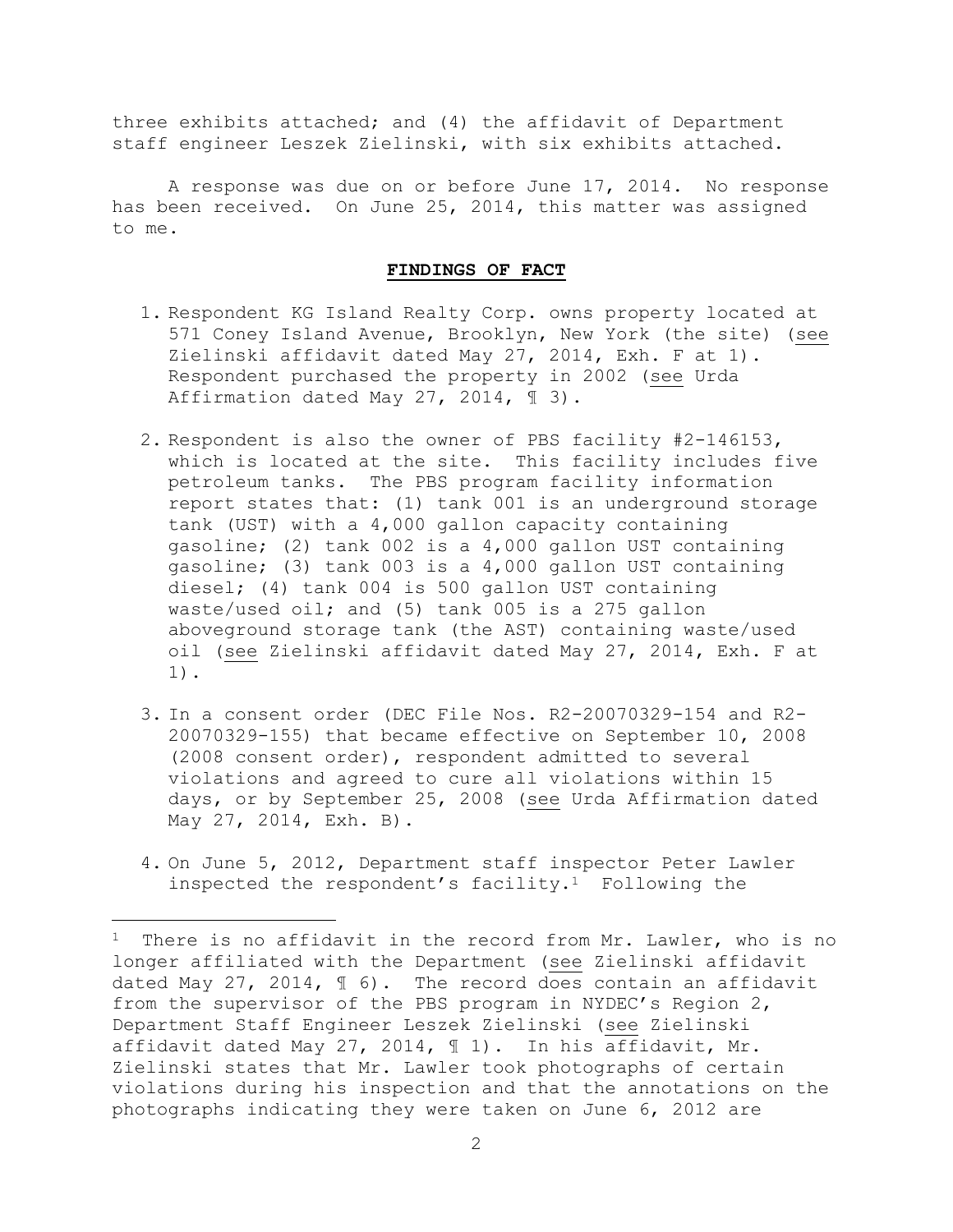three exhibits attached; and (4) the affidavit of Department staff engineer Leszek Zielinski, with six exhibits attached.

A response was due on or before June 17, 2014. No response has been received. On June 25, 2014, this matter was assigned to me.

## FINDINGS OF FACT

1. Respondent KG Island Realty Corp. owns property located at 571 Coney Island Avenue, Brooklyn, New York (the site) (see Zielinski affidavit dated May 27, 2014, Exh. F at 1). Respondent purchased the property in 2002 (see Urda Affirmation dated May 27, 2014, ¶ 3).

2. Respondent is also the owner of PBS facility #2-146153, which is located at the site. This facility includes five petroleum tanks. The PBS program facility information report states that: (1) tank 001 is an underground storage tank (UST) with a 4,000 gallon capacity containing gasoline; (2) tank 002 is a 4,000 gallon UST containing gasoline; (3) tank 003 is a 4,000 gallon UST containing diesel; (4) tank 004 is 500 gallon UST containing waste/used oil; and (5) tank 005 is a 275 gallon aboveground storage tank (the AST) containing waste/used oil (see Zielinski affidavit dated May 27, 2014, Exh. F at 1).

3. In a consent order (DEC File Nos. R2-20070329-154 and R2-20070329-155) that became effective on September 10, 2008 (2008 consent order), respondent admitted to several violations and agreed to cure all violations within 15 days, or by September 25, 2008 (see Urda Affirmation dated May 27, 2014, Exh. B).

4. On June 5, 2012, Department staff inspector Peter Lawler inspected the respondent's facility.[1] Following the

[1] There is no affidavit in the record from Mr. Lawler, who is no longer affiliated with the Department (see Zielinski affidavit dated May 27, 2014, ¶ 6). The record does contain an affidavit from the supervisor of the PBS program in NYDEC's Region 2, Department Staff Engineer Leszek Zielinski (see Zielinski affidavit dated May 27, 2014, ¶ 1). In his affidavit, Mr. Zielinski states that Mr. Lawler took photographs of certain violations during his inspection and that the annotations on the photographs indicating they were taken on June 6, 2012 are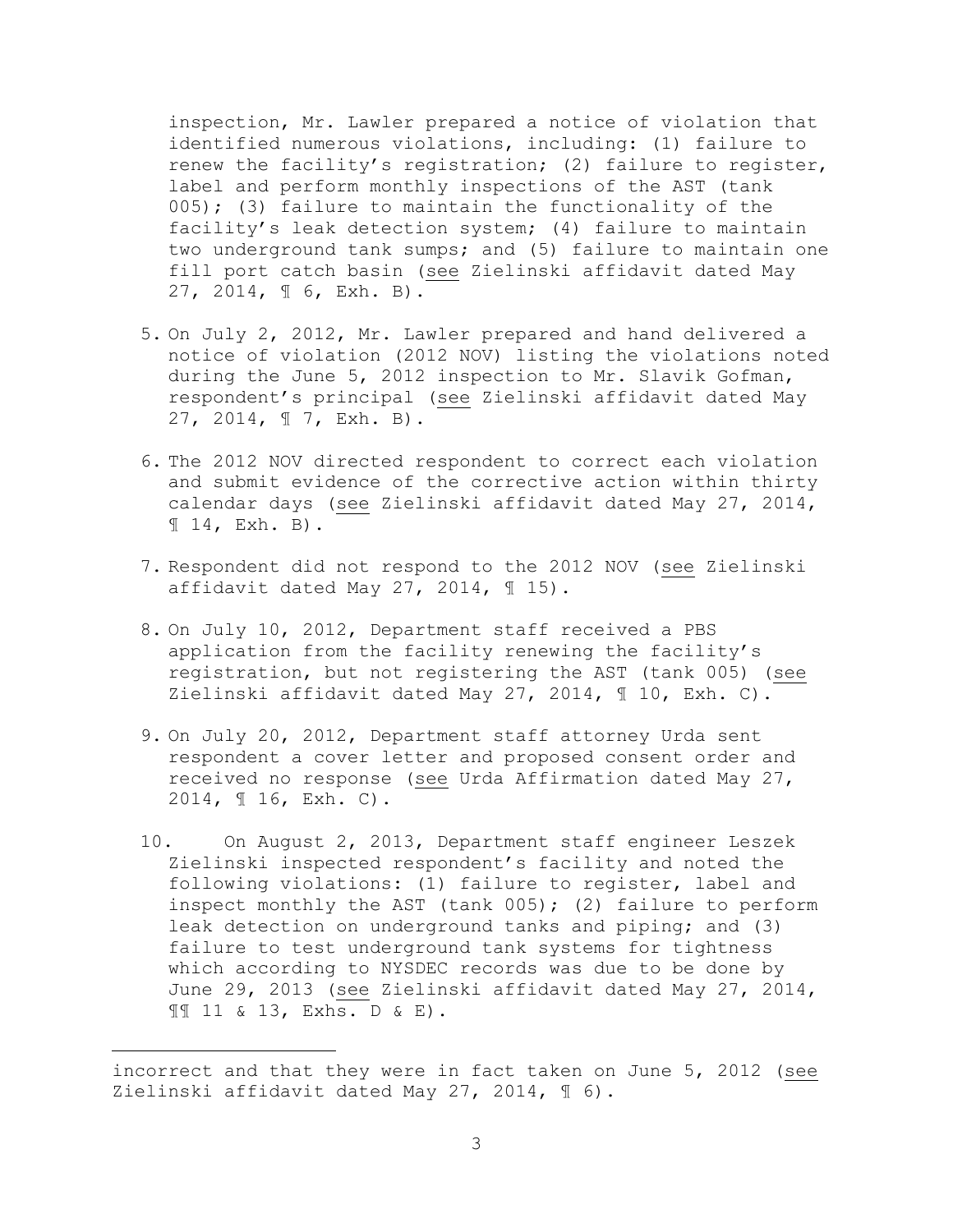inspection, Mr. Lawler prepared a notice of violation that identified numerous violations, including: (1) failure to renew the facility's registration; (2) failure to register, label and perform monthly inspections of the AST (tank 005); (3) failure to maintain the functionality of the facility's leak detection system; (4) failure to maintain two underground tank sumps; and (5) failure to maintain one fill port catch basin (see Zielinski affidavit dated May 27, 2014, ¶ 6, Exh. B).

5. On July 2, 2012, Mr. Lawler prepared and hand delivered a notice of violation (2012 NOV) listing the violations noted during the June 5, 2012 inspection to Mr. Slavik Gofman, respondent's principal (see Zielinski affidavit dated May 27, 2014, ¶ 7, Exh. B).

6. The 2012 NOV directed respondent to correct each violation and submit evidence of the corrective action within thirty calendar days (see Zielinski affidavit dated May 27, 2014, ¶ 14, Exh. B).

7. Respondent did not respond to the 2012 NOV (see Zielinski affidavit dated May 27, 2014, ¶ 15).

8. On July 10, 2012, Department staff received a PBS application from the facility renewing the facility's registration, but not registering the AST (tank 005) (see Zielinski affidavit dated May 27, 2014, ¶ 10, Exh. C).

9. On July 20, 2012, Department staff attorney Urda sent respondent a cover letter and proposed consent order and received no response (see Urda Affirmation dated May 27, 2014, ¶ 16, Exh. C).

10. On August 2, 2013, Department staff engineer Leszek Zielinski inspected respondent's facility and noted the following violations: (1) failure to register, label and inspect monthly the AST (tank 005); (2) failure to perform leak detection on underground tanks and piping; and (3) failure to test underground tank systems for tightness which according to NYSDEC records was due to be done by June 29, 2013 (see Zielinski affidavit dated May 27, 2014, ¶¶ 11 & 13, Exhs. D & E).

---

incorrect and that they were in fact taken on June 5, 2012 (see Zielinski affidavit dated May 27, 2014, ¶ 6).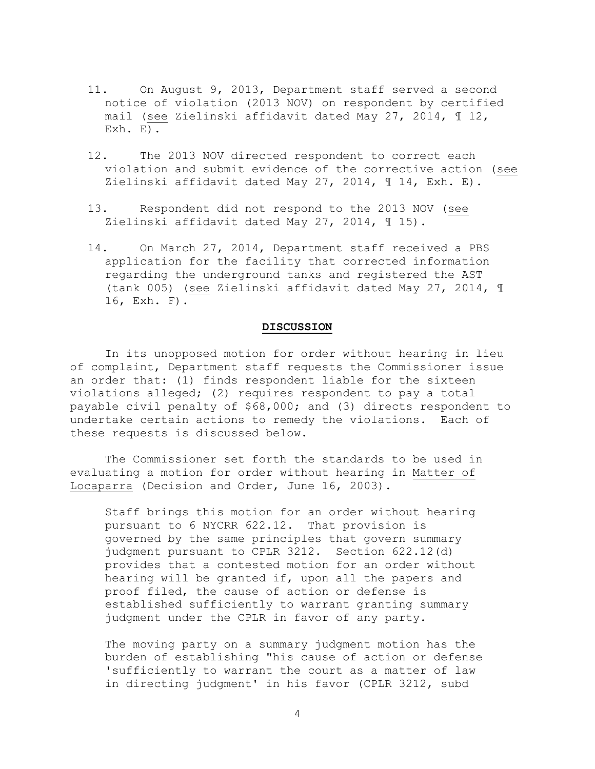11. On August 9, 2013, Department staff served a second notice of violation (2013 NOV) on respondent by certified mail (see Zielinski affidavit dated May 27, 2014, ¶ 12, Exh. E).

12. The 2013 NOV directed respondent to correct each violation and submit evidence of the corrective action (see Zielinski affidavit dated May 27, 2014, ¶ 14, Exh. E).

13. Respondent did not respond to the 2013 NOV (see Zielinski affidavit dated May 27, 2014, ¶ 15).

14. On March 27, 2014, Department staff received a PBS application for the facility that corrected information regarding the underground tanks and registered the AST (tank 005) (see Zielinski affidavit dated May 27, 2014, ¶ 16, Exh. F).

## DISCUSSION

In its unopposed motion for order without hearing in lieu of complaint, Department staff requests the Commissioner issue an order that: (1) finds respondent liable for the sixteen violations alleged; (2) requires respondent to pay a total payable civil penalty of $68,000; and (3) directs respondent to undertake certain actions to remedy the violations. Each of these requests is discussed below.

The Commissioner set forth the standards to be used in evaluating a motion for order without hearing in Matter of Locaparra (Decision and Order, June 16, 2003).

> Staff brings this motion for an order without hearing pursuant to 6 NYCRR 622.12. That provision is governed by the same principles that govern summary judgment pursuant to CPLR 3212. Section 622.12(d) provides that a contested motion for an order without hearing will be granted if, upon all the papers and proof filed, the cause of action or defense is established sufficiently to warrant granting summary judgment under the CPLR in favor of any party.
>
> The moving party on a summary judgment motion has the burden of establishing "his cause of action or defense 'sufficiently to warrant the court as a matter of law in directing judgment' in his favor (CPLR 3212, subd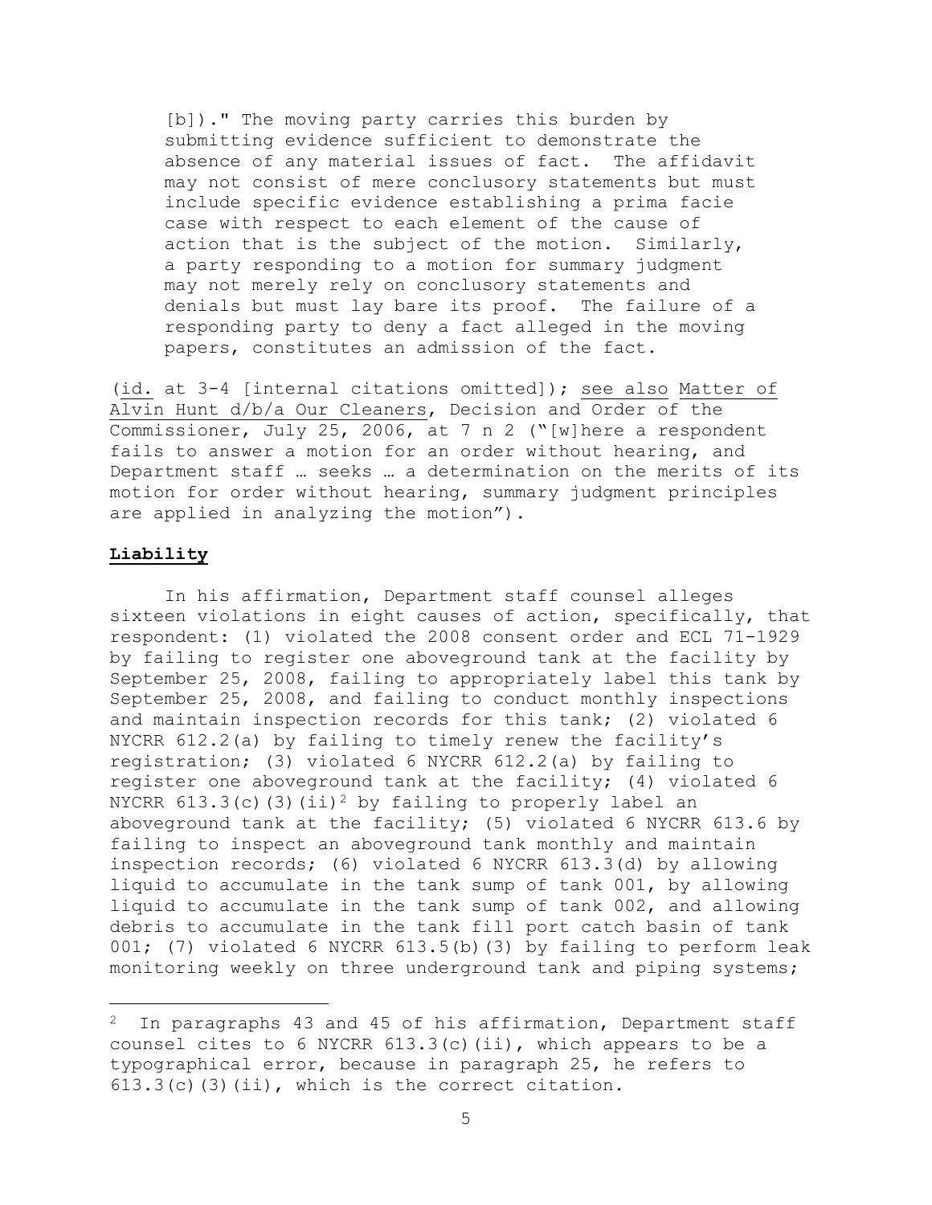> [b])." The moving party carries this burden by submitting evidence sufficient to demonstrate the absence of any material issues of fact. The affidavit may not consist of mere conclusory statements but must include specific evidence establishing a prima facie case with respect to each element of the cause of action that is the subject of the motion. Similarly, a party responding to a motion for summary judgment may not merely rely on conclusory statements and denials but must lay bare its proof. The failure of a responding party to deny a fact alleged in the moving papers, constitutes an admission of the fact.

(id. at 3-4 [internal citations omitted]); see also Matter of Alvin Hunt d/b/a Our Cleaners, Decision and Order of the Commissioner, July 25, 2006, at 7 n 2 ("[w]here a respondent fails to answer a motion for an order without hearing, and Department staff … seeks … a determination on the merits of its motion for order without hearing, summary judgment principles are applied in analyzing the motion").

## Liability

In his affirmation, Department staff counsel alleges sixteen violations in eight causes of action, specifically, that respondent: (1) violated the 2008 consent order and ECL 71-1929 by failing to register one aboveground tank at the facility by September 25, 2008, failing to appropriately label this tank by September 25, 2008, and failing to conduct monthly inspections and maintain inspection records for this tank; (2) violated 6 NYCRR 612.2(a) by failing to timely renew the facility's registration; (3) violated 6 NYCRR 612.2(a) by failing to register one aboveground tank at the facility; (4) violated 6 NYCRR 613.3(c)(3)(ii)[2] by failing to properly label an aboveground tank at the facility; (5) violated 6 NYCRR 613.6 by failing to inspect an aboveground tank monthly and maintain inspection records; (6) violated 6 NYCRR 613.3(d) by allowing liquid to accumulate in the tank sump of tank 001, by allowing liquid to accumulate in the tank sump of tank 002, and allowing debris to accumulate in the tank fill port catch basin of tank 001; (7) violated 6 NYCRR 613.5(b)(3) by failing to perform leak monitoring weekly on three underground tank and piping systems;

---

[2] In paragraphs 43 and 45 of his affirmation, Department staff counsel cites to 6 NYCRR 613.3(c)(ii), which appears to be a typographical error, because in paragraph 25, he refers to 613.3(c)(3)(ii), which is the correct citation.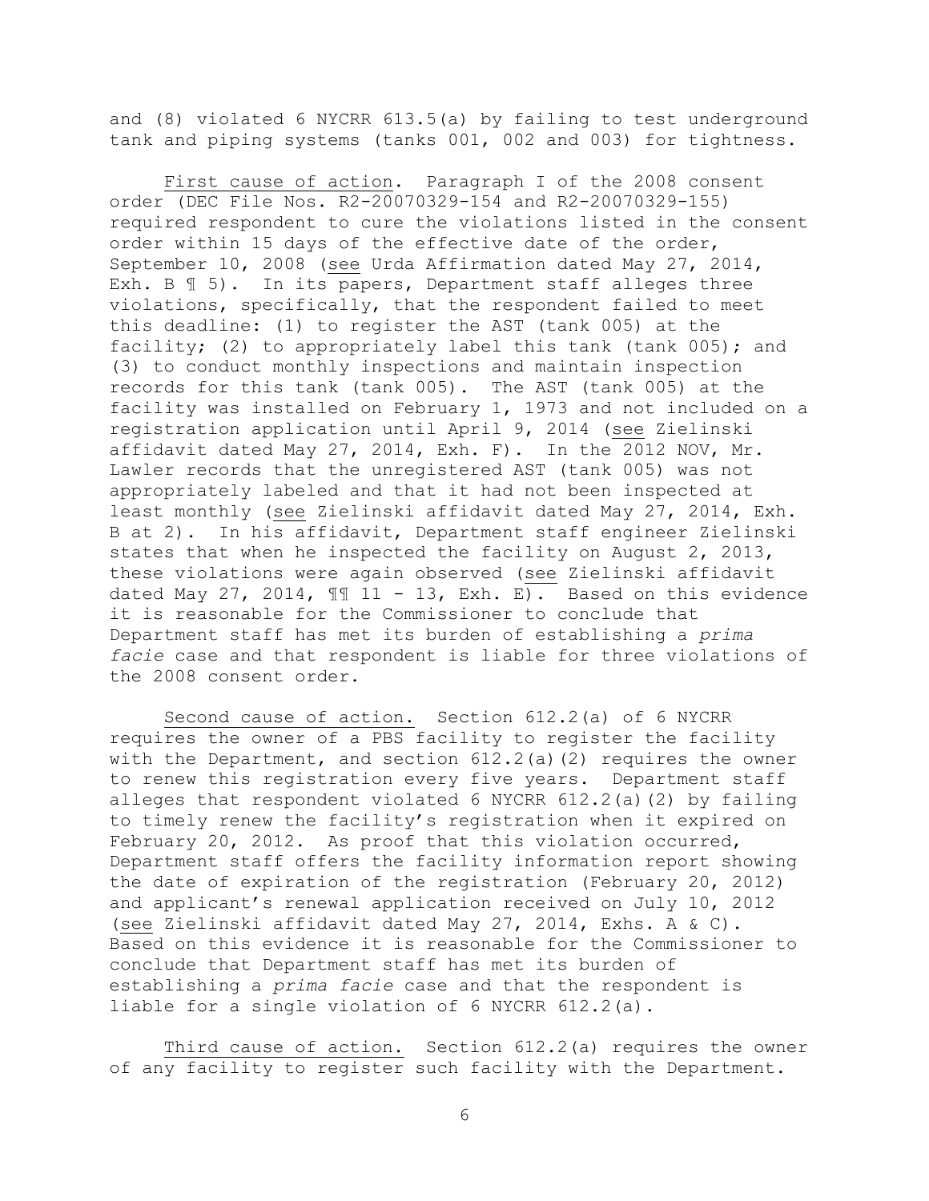and (8) violated 6 NYCRR 613.5(a) by failing to test underground tank and piping systems (tanks 001, 002 and 003) for tightness.

First cause of action. Paragraph I of the 2008 consent order (DEC File Nos. R2-20070329-154 and R2-20070329-155) required respondent to cure the violations listed in the consent order within 15 days of the effective date of the order, September 10, 2008 (see Urda Affirmation dated May 27, 2014, Exh. B ¶ 5). In its papers, Department staff alleges three violations, specifically, that the respondent failed to meet this deadline: (1) to register the AST (tank 005) at the facility; (2) to appropriately label this tank (tank 005); and (3) to conduct monthly inspections and maintain inspection records for this tank (tank 005). The AST (tank 005) at the facility was installed on February 1, 1973 and not included on a registration application until April 9, 2014 (see Zielinski affidavit dated May 27, 2014, Exh. F). In the 2012 NOV, Mr. Lawler records that the unregistered AST (tank 005) was not appropriately labeled and that it had not been inspected at least monthly (see Zielinski affidavit dated May 27, 2014, Exh. B at 2). In his affidavit, Department staff engineer Zielinski states that when he inspected the facility on August 2, 2013, these violations were again observed (see Zielinski affidavit dated May 27, 2014, ¶¶ 11 - 13, Exh. E). Based on this evidence it is reasonable for the Commissioner to conclude that Department staff has met its burden of establishing a *prima facie* case and that respondent is liable for three violations of the 2008 consent order.

Second cause of action. Section 612.2(a) of 6 NYCRR requires the owner of a PBS facility to register the facility with the Department, and section 612.2(a)(2) requires the owner to renew this registration every five years. Department staff alleges that respondent violated 6 NYCRR 612.2(a)(2) by failing to timely renew the facility's registration when it expired on February 20, 2012. As proof that this violation occurred, Department staff offers the facility information report showing the date of expiration of the registration (February 20, 2012) and applicant's renewal application received on July 10, 2012 (see Zielinski affidavit dated May 27, 2014, Exhs. A & C). Based on this evidence it is reasonable for the Commissioner to conclude that Department staff has met its burden of establishing a *prima facie* case and that the respondent is liable for a single violation of 6 NYCRR 612.2(a).

Third cause of action. Section 612.2(a) requires the owner of any facility to register such facility with the Department.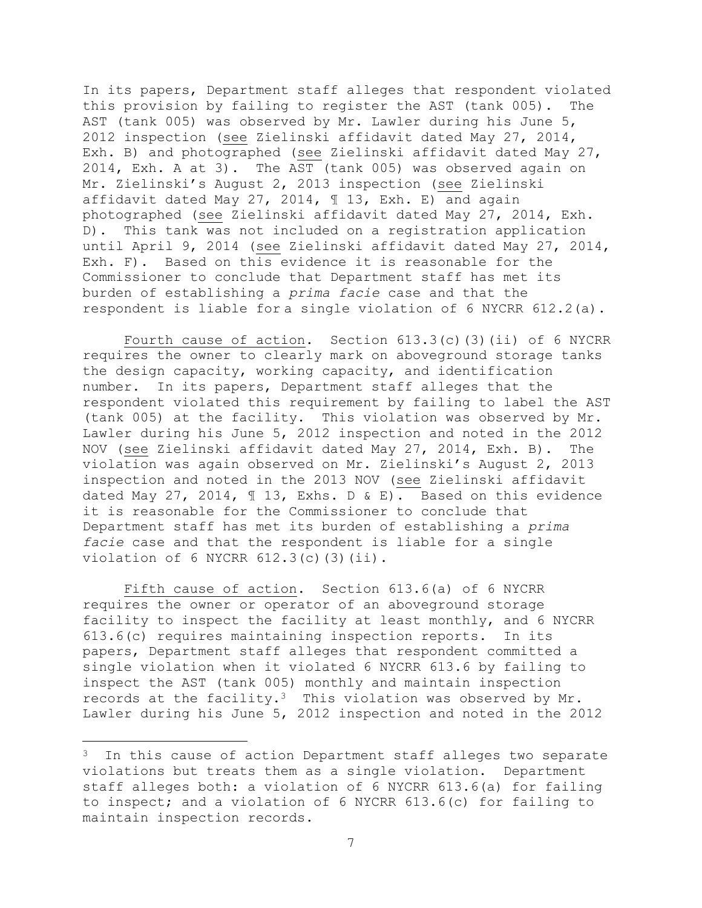In its papers, Department staff alleges that respondent violated this provision by failing to register the AST (tank 005). The AST (tank 005) was observed by Mr. Lawler during his June 5, 2012 inspection (see Zielinski affidavit dated May 27, 2014, Exh. B) and photographed (see Zielinski affidavit dated May 27, 2014, Exh. A at 3). The AST (tank 005) was observed again on Mr. Zielinski's August 2, 2013 inspection (see Zielinski affidavit dated May 27, 2014, ¶ 13, Exh. E) and again photographed (see Zielinski affidavit dated May 27, 2014, Exh. D). This tank was not included on a registration application until April 9, 2014 (see Zielinski affidavit dated May 27, 2014, Exh. F). Based on this evidence it is reasonable for the Commissioner to conclude that Department staff has met its burden of establishing a *prima facie* case and that the respondent is liable for a single violation of 6 NYCRR 612.2(a).

Fourth cause of action. Section 613.3(c)(3)(ii) of 6 NYCRR requires the owner to clearly mark on aboveground storage tanks the design capacity, working capacity, and identification number. In its papers, Department staff alleges that the respondent violated this requirement by failing to label the AST (tank 005) at the facility. This violation was observed by Mr. Lawler during his June 5, 2012 inspection and noted in the 2012 NOV (see Zielinski affidavit dated May 27, 2014, Exh. B). The violation was again observed on Mr. Zielinski's August 2, 2013 inspection and noted in the 2013 NOV (see Zielinski affidavit dated May 27, 2014, ¶ 13, Exhs. D & E). Based on this evidence it is reasonable for the Commissioner to conclude that Department staff has met its burden of establishing a *prima facie* case and that the respondent is liable for a single violation of 6 NYCRR 612.3(c)(3)(ii).

Fifth cause of action. Section 613.6(a) of 6 NYCRR requires the owner or operator of an aboveground storage facility to inspect the facility at least monthly, and 6 NYCRR 613.6(c) requires maintaining inspection reports. In its papers, Department staff alleges that respondent committed a single violation when it violated 6 NYCRR 613.6 by failing to inspect the AST (tank 005) monthly and maintain inspection records at the facility.[3] This violation was observed by Mr. Lawler during his June 5, 2012 inspection and noted in the 2012

---

[3] In this cause of action Department staff alleges two separate violations but treats them as a single violation. Department staff alleges both: a violation of 6 NYCRR 613.6(a) for failing to inspect; and a violation of 6 NYCRR 613.6(c) for failing to maintain inspection records.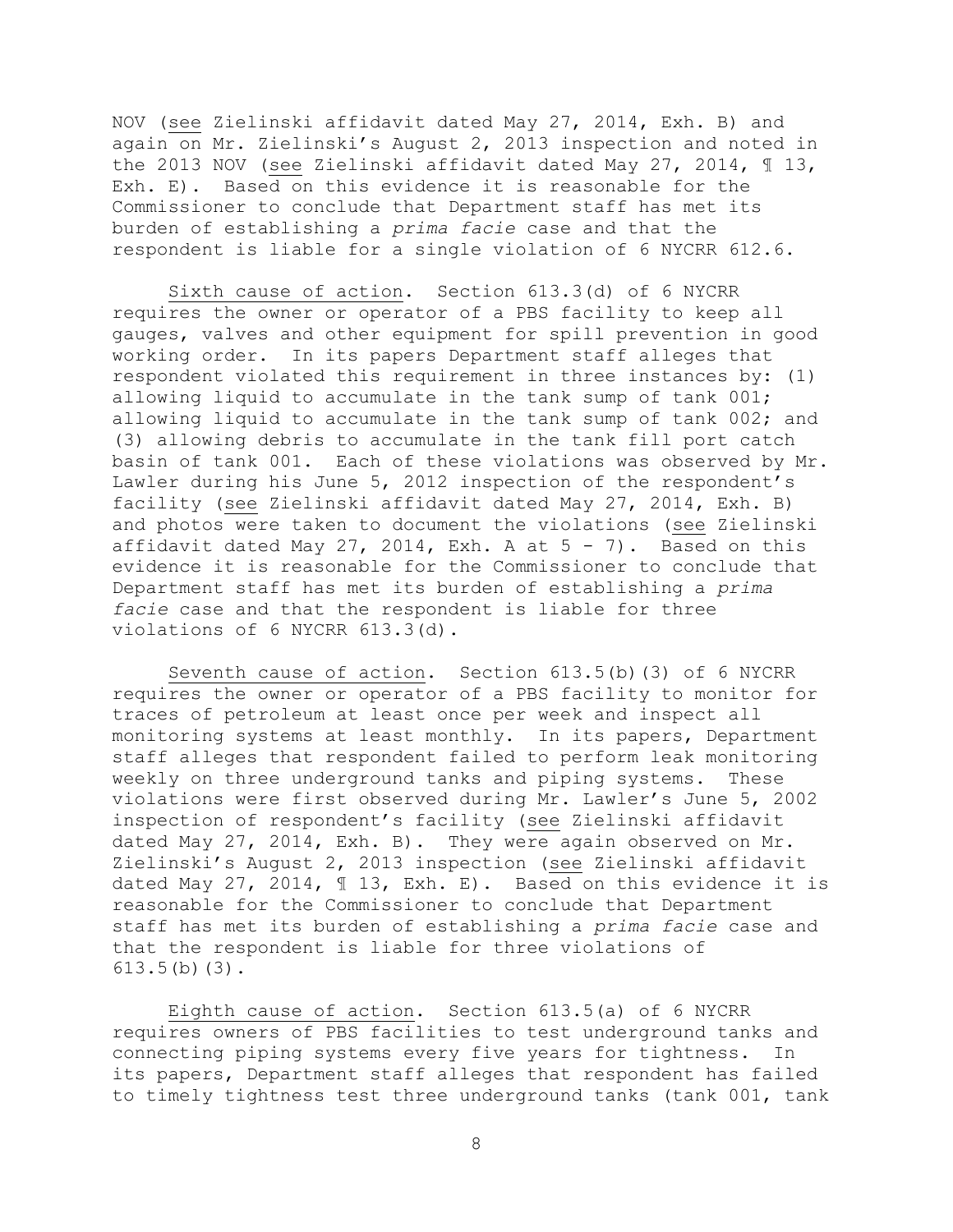NOV (see Zielinski affidavit dated May 27, 2014, Exh. B) and again on Mr. Zielinski's August 2, 2013 inspection and noted in the 2013 NOV (see Zielinski affidavit dated May 27, 2014, ¶ 13, Exh. E). Based on this evidence it is reasonable for the Commissioner to conclude that Department staff has met its burden of establishing a *prima facie* case and that the respondent is liable for a single violation of 6 NYCRR 612.6.

Sixth cause of action. Section 613.3(d) of 6 NYCRR requires the owner or operator of a PBS facility to keep all gauges, valves and other equipment for spill prevention in good working order. In its papers Department staff alleges that respondent violated this requirement in three instances by: (1) allowing liquid to accumulate in the tank sump of tank 001; allowing liquid to accumulate in the tank sump of tank 002; and (3) allowing debris to accumulate in the tank fill port catch basin of tank 001. Each of these violations was observed by Mr. Lawler during his June 5, 2012 inspection of the respondent's facility (see Zielinski affidavit dated May 27, 2014, Exh. B) and photos were taken to document the violations (see Zielinski affidavit dated May 27, 2014, Exh. A at 5 - 7). Based on this evidence it is reasonable for the Commissioner to conclude that Department staff has met its burden of establishing a *prima facie* case and that the respondent is liable for three violations of 6 NYCRR 613.3(d).

Seventh cause of action. Section 613.5(b)(3) of 6 NYCRR requires the owner or operator of a PBS facility to monitor for traces of petroleum at least once per week and inspect all monitoring systems at least monthly. In its papers, Department staff alleges that respondent failed to perform leak monitoring weekly on three underground tanks and piping systems. These violations were first observed during Mr. Lawler's June 5, 2002 inspection of respondent's facility (see Zielinski affidavit dated May 27, 2014, Exh. B). They were again observed on Mr. Zielinski's August 2, 2013 inspection (see Zielinski affidavit dated May 27, 2014, ¶ 13, Exh. E). Based on this evidence it is reasonable for the Commissioner to conclude that Department staff has met its burden of establishing a *prima facie* case and that the respondent is liable for three violations of 613.5(b)(3).

Eighth cause of action. Section 613.5(a) of 6 NYCRR requires owners of PBS facilities to test underground tanks and connecting piping systems every five years for tightness. In its papers, Department staff alleges that respondent has failed to timely tightness test three underground tanks (tank 001, tank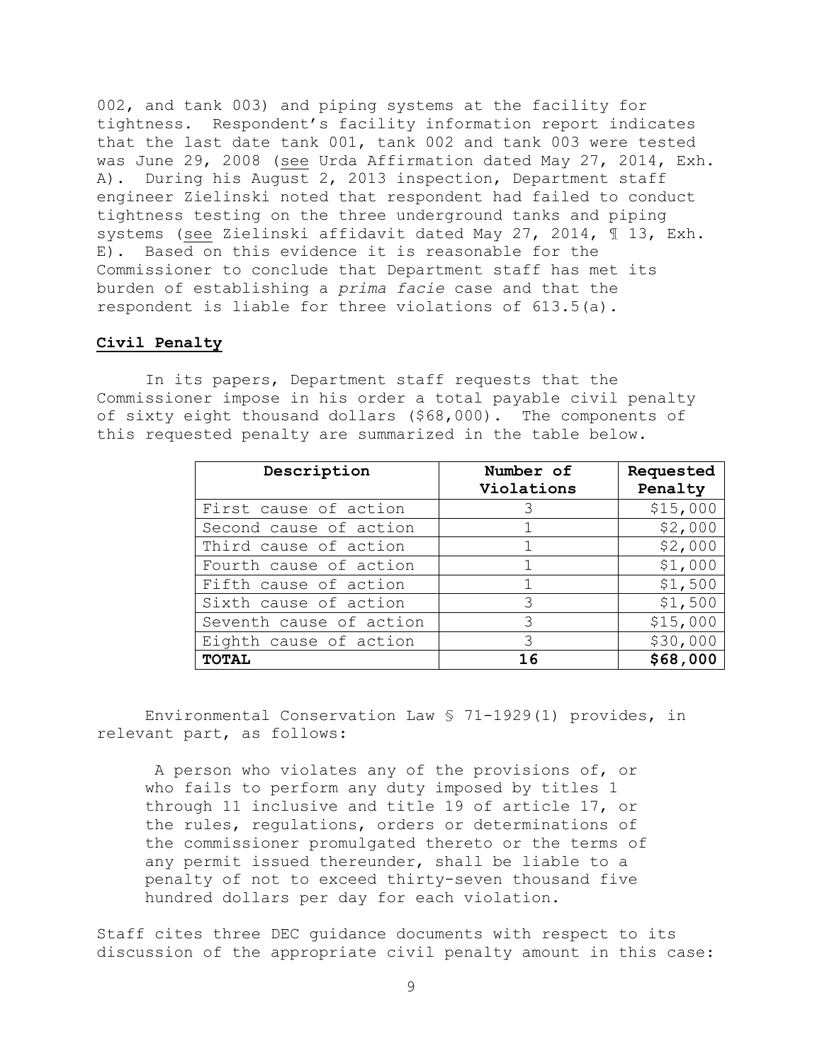002, and tank 003) and piping systems at the facility for tightness. Respondent's facility information report indicates that the last date tank 001, tank 002 and tank 003 were tested was June 29, 2008 (see Urda Affirmation dated May 27, 2014, Exh. A). During his August 2, 2013 inspection, Department staff engineer Zielinski noted that respondent had failed to conduct tightness testing on the three underground tanks and piping systems (see Zielinski affidavit dated May 27, 2014, ¶ 13, Exh. E). Based on this evidence it is reasonable for the Commissioner to conclude that Department staff has met its burden of establishing a *prima facie* case and that the respondent is liable for three violations of 613.5(a).

**Civil Penalty**

In its papers, Department staff requests that the Commissioner impose in his order a total payable civil penalty of sixty eight thousand dollars ($68,000). The components of this requested penalty are summarized in the table below.

| Description | Number of Violations | Requested Penalty |
|---|---|---|
| First cause of action | 3 | $15,000 |
| Second cause of action | 1 | $2,000 |
| Third cause of action | 1 | $2,000 |
| Fourth cause of action | 1 | $1,000 |
| Fifth cause of action | 1 | $1,500 |
| Sixth cause of action | 3 | $1,500 |
| Seventh cause of action | 3 | $15,000 |
| Eighth cause of action | 3 | $30,000 |
| **TOTAL** | **16** | **$68,000** |

Environmental Conservation Law § 71-1929(1) provides, in relevant part, as follows:

> A person who violates any of the provisions of, or who fails to perform any duty imposed by titles 1 through 11 inclusive and title 19 of article 17, or the rules, regulations, orders or determinations of the commissioner promulgated thereto or the terms of any permit issued thereunder, shall be liable to a penalty of not to exceed thirty-seven thousand five hundred dollars per day for each violation.

Staff cites three DEC guidance documents with respect to its discussion of the appropriate civil penalty amount in this case: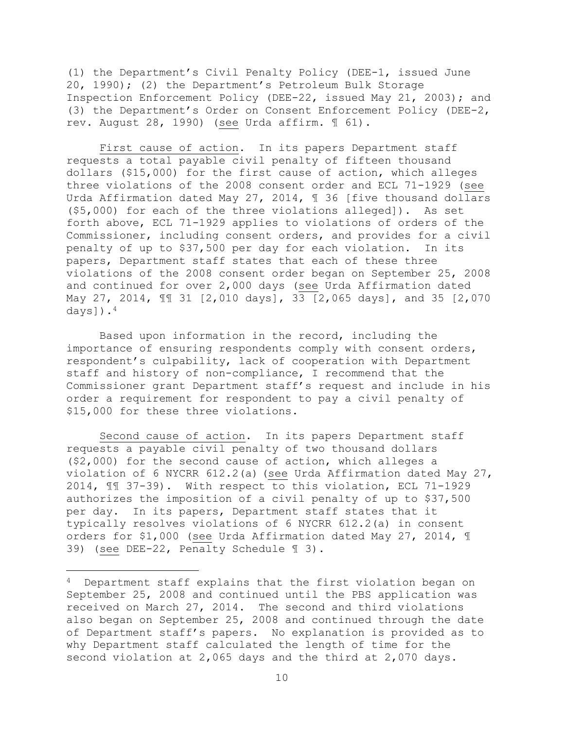(1) the Department's Civil Penalty Policy (DEE-1, issued June 20, 1990); (2) the Department's Petroleum Bulk Storage Inspection Enforcement Policy (DEE-22, issued May 21, 2003); and (3) the Department's Order on Consent Enforcement Policy (DEE-2, rev. August 28, 1990) (see Urda affirm. ¶ 61).

First cause of action. In its papers Department staff requests a total payable civil penalty of fifteen thousand dollars ($15,000) for the first cause of action, which alleges three violations of the 2008 consent order and ECL 71-1929 (see Urda Affirmation dated May 27, 2014, ¶ 36 [five thousand dollars ($5,000) for each of the three violations alleged]). As set forth above, ECL 71-1929 applies to violations of orders of the Commissioner, including consent orders, and provides for a civil penalty of up to $37,500 per day for each violation. In its papers, Department staff states that each of these three violations of the 2008 consent order began on September 25, 2008 and continued for over 2,000 days (see Urda Affirmation dated May 27, 2014, ¶¶ 31 [2,010 days], 33 [2,065 days], and 35 [2,070 days]).[4]

Based upon information in the record, including the importance of ensuring respondents comply with consent orders, respondent's culpability, lack of cooperation with Department staff and history of non-compliance, I recommend that the Commissioner grant Department staff's request and include in his order a requirement for respondent to pay a civil penalty of $15,000 for these three violations.

Second cause of action. In its papers Department staff requests a payable civil penalty of two thousand dollars ($2,000) for the second cause of action, which alleges a violation of 6 NYCRR 612.2(a) (see Urda Affirmation dated May 27, 2014, ¶¶ 37-39). With respect to this violation, ECL 71-1929 authorizes the imposition of a civil penalty of up to $37,500 per day. In its papers, Department staff states that it typically resolves violations of 6 NYCRR 612.2(a) in consent orders for $1,000 (see Urda Affirmation dated May 27, 2014, ¶ 39) (see DEE-22, Penalty Schedule ¶ 3).

---

[4] Department staff explains that the first violation began on September 25, 2008 and continued until the PBS application was received on March 27, 2014. The second and third violations also began on September 25, 2008 and continued through the date of Department staff's papers. No explanation is provided as to why Department staff calculated the length of time for the second violation at 2,065 days and the third at 2,070 days.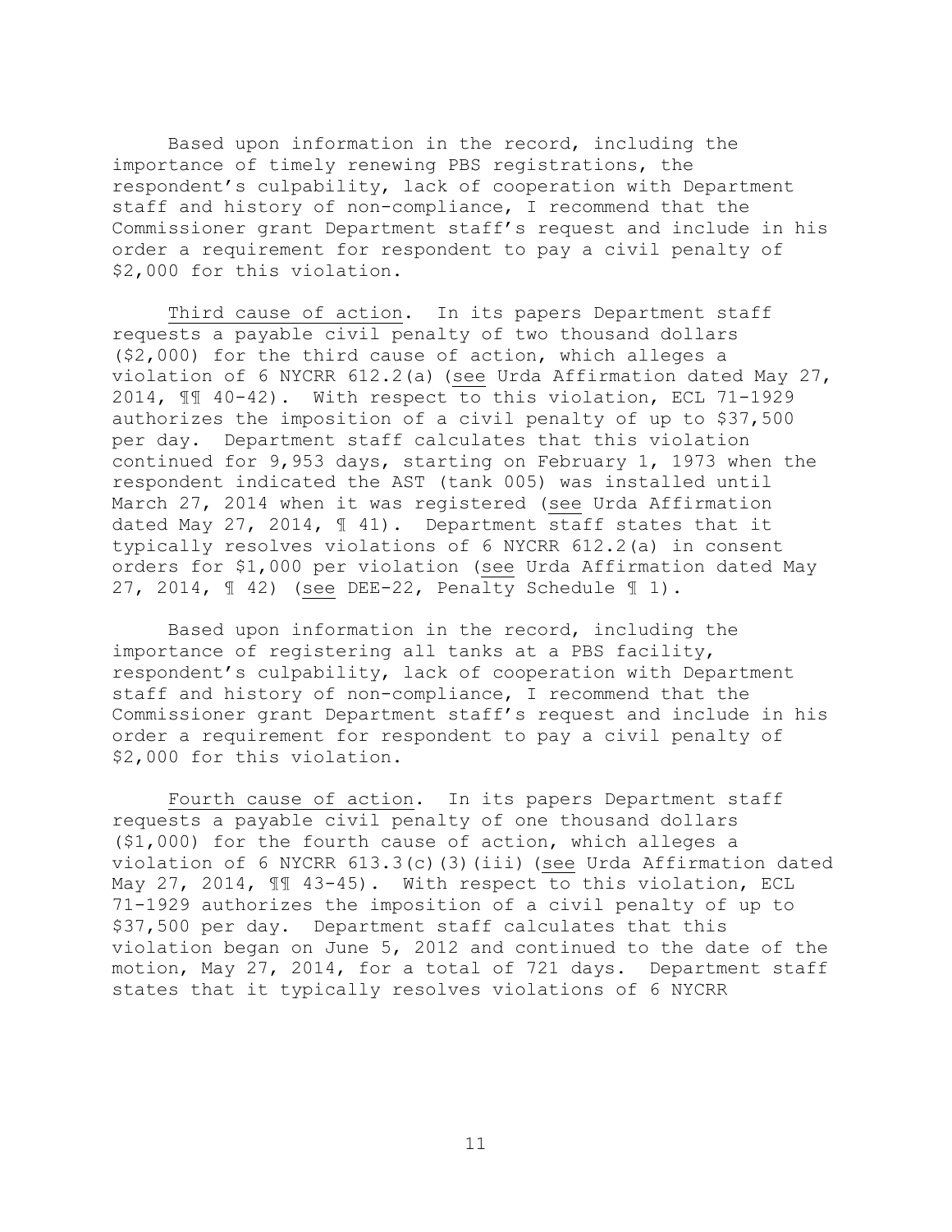Based upon information in the record, including the importance of timely renewing PBS registrations, the respondent's culpability, lack of cooperation with Department staff and history of non-compliance, I recommend that the Commissioner grant Department staff's request and include in his order a requirement for respondent to pay a civil penalty of $2,000 for this violation.

Third cause of action. In its papers Department staff requests a payable civil penalty of two thousand dollars ($2,000) for the third cause of action, which alleges a violation of 6 NYCRR 612.2(a) (see Urda Affirmation dated May 27, 2014, ¶¶ 40-42). With respect to this violation, ECL 71-1929 authorizes the imposition of a civil penalty of up to $37,500 per day. Department staff calculates that this violation continued for 9,953 days, starting on February 1, 1973 when the respondent indicated the AST (tank 005) was installed until March 27, 2014 when it was registered (see Urda Affirmation dated May 27, 2014, ¶ 41). Department staff states that it typically resolves violations of 6 NYCRR 612.2(a) in consent orders for $1,000 per violation (see Urda Affirmation dated May 27, 2014, ¶ 42) (see DEE-22, Penalty Schedule ¶ 1).

Based upon information in the record, including the importance of registering all tanks at a PBS facility, respondent's culpability, lack of cooperation with Department staff and history of non-compliance, I recommend that the Commissioner grant Department staff's request and include in his order a requirement for respondent to pay a civil penalty of $2,000 for this violation.

Fourth cause of action. In its papers Department staff requests a payable civil penalty of one thousand dollars ($1,000) for the fourth cause of action, which alleges a violation of 6 NYCRR 613.3(c)(3)(iii) (see Urda Affirmation dated May 27, 2014, ¶¶ 43-45). With respect to this violation, ECL 71-1929 authorizes the imposition of a civil penalty of up to $37,500 per day. Department staff calculates that this violation began on June 5, 2012 and continued to the date of the motion, May 27, 2014, for a total of 721 days. Department staff states that it typically resolves violations of 6 NYCRR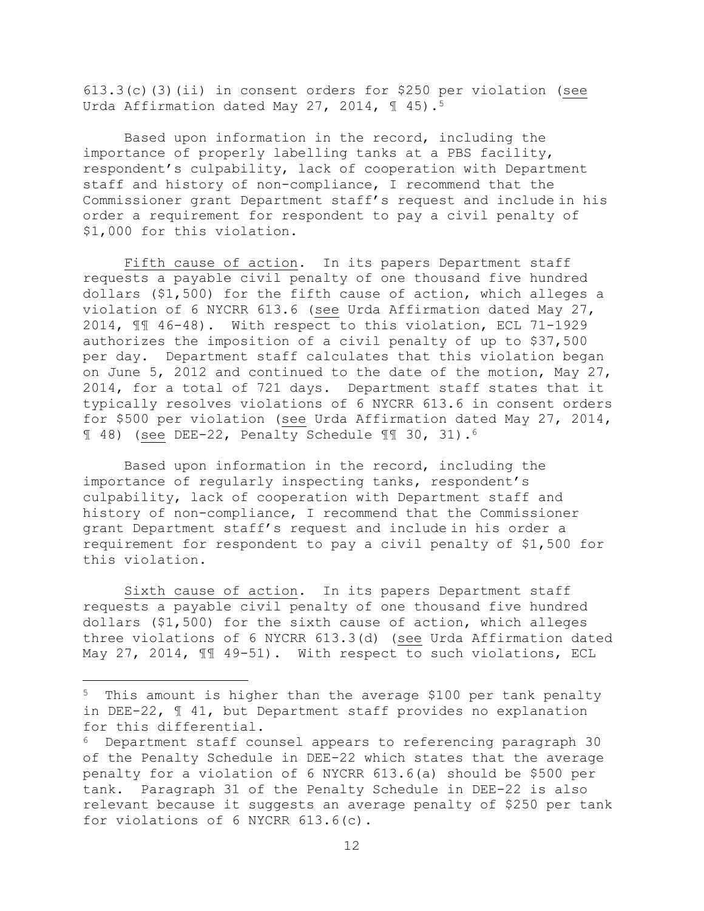613.3(c)(3)(ii) in consent orders for $250 per violation (see Urda Affirmation dated May 27, 2014, ¶ 45).[5]

Based upon information in the record, including the importance of properly labelling tanks at a PBS facility, respondent's culpability, lack of cooperation with Department staff and history of non-compliance, I recommend that the Commissioner grant Department staff's request and include in his order a requirement for respondent to pay a civil penalty of $1,000 for this violation.

Fifth cause of action. In its papers Department staff requests a payable civil penalty of one thousand five hundred dollars ($1,500) for the fifth cause of action, which alleges a violation of 6 NYCRR 613.6 (see Urda Affirmation dated May 27, 2014, ¶¶ 46-48). With respect to this violation, ECL 71-1929 authorizes the imposition of a civil penalty of up to $37,500 per day. Department staff calculates that this violation began on June 5, 2012 and continued to the date of the motion, May 27, 2014, for a total of 721 days. Department staff states that it typically resolves violations of 6 NYCRR 613.6 in consent orders for $500 per violation (see Urda Affirmation dated May 27, 2014, ¶ 48) (see DEE-22, Penalty Schedule ¶¶ 30, 31).[6]

Based upon information in the record, including the importance of regularly inspecting tanks, respondent's culpability, lack of cooperation with Department staff and history of non-compliance, I recommend that the Commissioner grant Department staff's request and include in his order a requirement for respondent to pay a civil penalty of $1,500 for this violation.

Sixth cause of action. In its papers Department staff requests a payable civil penalty of one thousand five hundred dollars ($1,500) for the sixth cause of action, which alleges three violations of 6 NYCRR 613.3(d) (see Urda Affirmation dated May 27, 2014, ¶¶ 49-51). With respect to such violations, ECL

---

[5] This amount is higher than the average $100 per tank penalty in DEE-22, ¶ 41, but Department staff provides no explanation for this differential.

[6] Department staff counsel appears to referencing paragraph 30 of the Penalty Schedule in DEE-22 which states that the average penalty for a violation of 6 NYCRR 613.6(a) should be $500 per tank. Paragraph 31 of the Penalty Schedule in DEE-22 is also relevant because it suggests an average penalty of $250 per tank for violations of 6 NYCRR 613.6(c).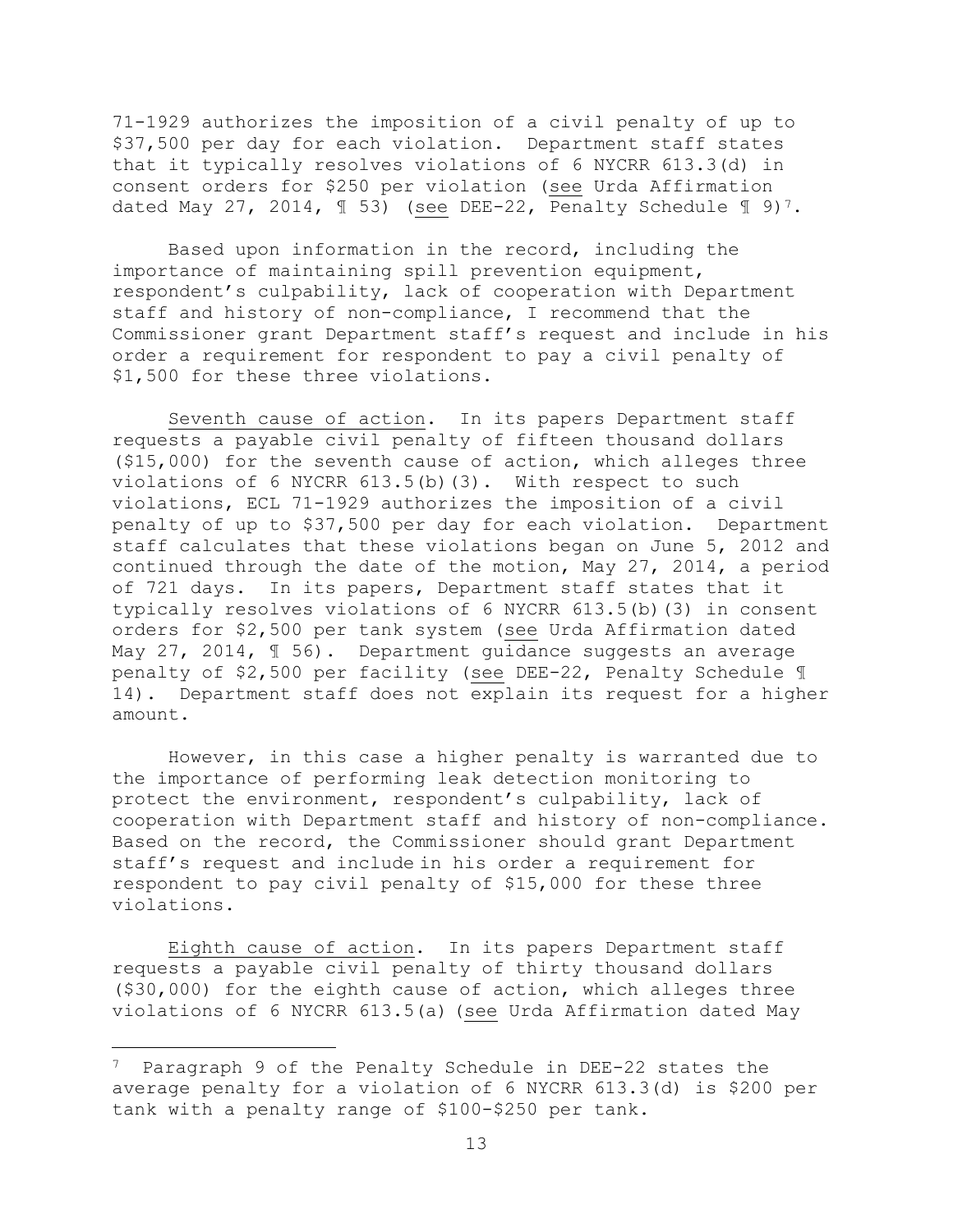71-1929 authorizes the imposition of a civil penalty of up to $37,500 per day for each violation. Department staff states that it typically resolves violations of 6 NYCRR 613.3(d) in consent orders for $250 per violation (see Urda Affirmation dated May 27, 2014, ¶ 53) (see DEE-22, Penalty Schedule ¶ 9)[7].

Based upon information in the record, including the importance of maintaining spill prevention equipment, respondent's culpability, lack of cooperation with Department staff and history of non-compliance, I recommend that the Commissioner grant Department staff's request and include in his order a requirement for respondent to pay a civil penalty of $1,500 for these three violations.

Seventh cause of action. In its papers Department staff requests a payable civil penalty of fifteen thousand dollars ($15,000) for the seventh cause of action, which alleges three violations of 6 NYCRR 613.5(b)(3). With respect to such violations, ECL 71-1929 authorizes the imposition of a civil penalty of up to $37,500 per day for each violation. Department staff calculates that these violations began on June 5, 2012 and continued through the date of the motion, May 27, 2014, a period of 721 days. In its papers, Department staff states that it typically resolves violations of 6 NYCRR 613.5(b)(3) in consent orders for $2,500 per tank system (see Urda Affirmation dated May 27, 2014, ¶ 56). Department guidance suggests an average penalty of $2,500 per facility (see DEE-22, Penalty Schedule ¶ 14). Department staff does not explain its request for a higher amount.

However, in this case a higher penalty is warranted due to the importance of performing leak detection monitoring to protect the environment, respondent's culpability, lack of cooperation with Department staff and history of non-compliance. Based on the record, the Commissioner should grant Department staff's request and include in his order a requirement for respondent to pay civil penalty of $15,000 for these three violations.

Eighth cause of action. In its papers Department staff requests a payable civil penalty of thirty thousand dollars ($30,000) for the eighth cause of action, which alleges three violations of 6 NYCRR 613.5(a) (see Urda Affirmation dated May

---

[7] Paragraph 9 of the Penalty Schedule in DEE-22 states the average penalty for a violation of 6 NYCRR 613.3(d) is $200 per tank with a penalty range of $100-$250 per tank.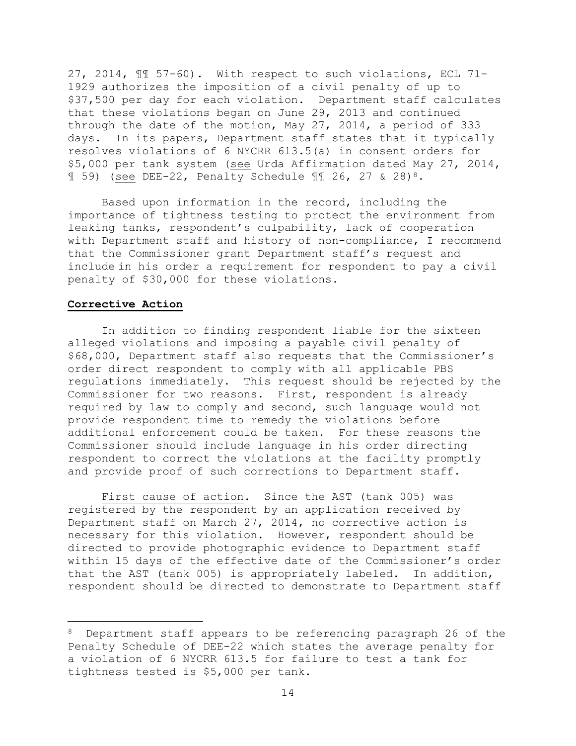27, 2014, ¶¶ 57-60). With respect to such violations, ECL 71-1929 authorizes the imposition of a civil penalty of up to $37,500 per day for each violation. Department staff calculates that these violations began on June 29, 2013 and continued through the date of the motion, May 27, 2014, a period of 333 days. In its papers, Department staff states that it typically resolves violations of 6 NYCRR 613.5(a) in consent orders for $5,000 per tank system (see Urda Affirmation dated May 27, 2014, ¶ 59) (see DEE-22, Penalty Schedule ¶¶ 26, 27 & 28)[8].

Based upon information in the record, including the importance of tightness testing to protect the environment from leaking tanks, respondent's culpability, lack of cooperation with Department staff and history of non-compliance, I recommend that the Commissioner grant Department staff's request and include in his order a requirement for respondent to pay a civil penalty of $30,000 for these violations.

**Corrective Action**

In addition to finding respondent liable for the sixteen alleged violations and imposing a payable civil penalty of $68,000, Department staff also requests that the Commissioner's order direct respondent to comply with all applicable PBS regulations immediately. This request should be rejected by the Commissioner for two reasons. First, respondent is already required by law to comply and second, such language would not provide respondent time to remedy the violations before additional enforcement could be taken. For these reasons the Commissioner should include language in his order directing respondent to correct the violations at the facility promptly and provide proof of such corrections to Department staff.

First cause of action. Since the AST (tank 005) was registered by the respondent by an application received by Department staff on March 27, 2014, no corrective action is necessary for this violation. However, respondent should be directed to provide photographic evidence to Department staff within 15 days of the effective date of the Commissioner's order that the AST (tank 005) is appropriately labeled. In addition, respondent should be directed to demonstrate to Department staff

---

[8] Department staff appears to be referencing paragraph 26 of the Penalty Schedule of DEE-22 which states the average penalty for a violation of 6 NYCRR 613.5 for failure to test a tank for tightness tested is $5,000 per tank.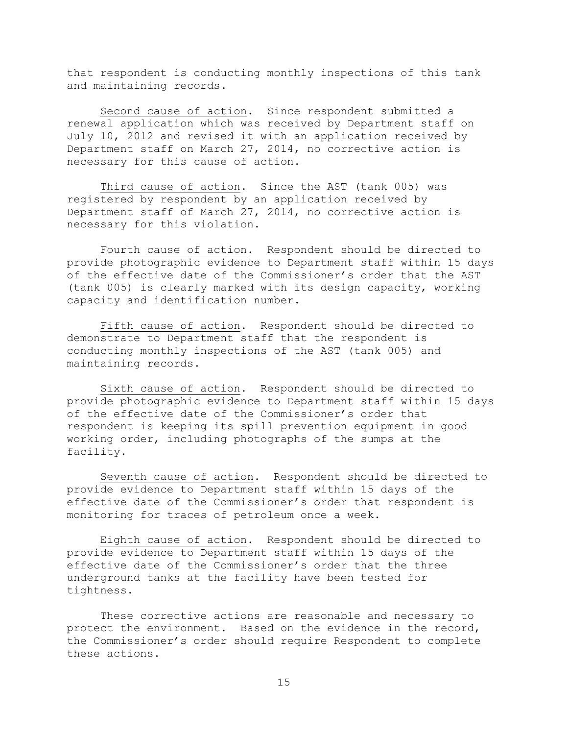that respondent is conducting monthly inspections of this tank and maintaining records.

<u>Second cause of action</u>. Since respondent submitted a renewal application which was received by Department staff on July 10, 2012 and revised it with an application received by Department staff on March 27, 2014, no corrective action is necessary for this cause of action.

<u>Third cause of action</u>. Since the AST (tank 005) was registered by respondent by an application received by Department staff of March 27, 2014, no corrective action is necessary for this violation.

<u>Fourth cause of action</u>. Respondent should be directed to provide photographic evidence to Department staff within 15 days of the effective date of the Commissioner's order that the AST (tank 005) is clearly marked with its design capacity, working capacity and identification number.

<u>Fifth cause of action</u>. Respondent should be directed to demonstrate to Department staff that the respondent is conducting monthly inspections of the AST (tank 005) and maintaining records.

<u>Sixth cause of action</u>. Respondent should be directed to provide photographic evidence to Department staff within 15 days of the effective date of the Commissioner's order that respondent is keeping its spill prevention equipment in good working order, including photographs of the sumps at the facility.

<u>Seventh cause of action</u>. Respondent should be directed to provide evidence to Department staff within 15 days of the effective date of the Commissioner's order that respondent is monitoring for traces of petroleum once a week.

<u>Eighth cause of action</u>. Respondent should be directed to provide evidence to Department staff within 15 days of the effective date of the Commissioner's order that the three underground tanks at the facility have been tested for tightness.

These corrective actions are reasonable and necessary to protect the environment. Based on the evidence in the record, the Commissioner's order should require Respondent to complete these actions.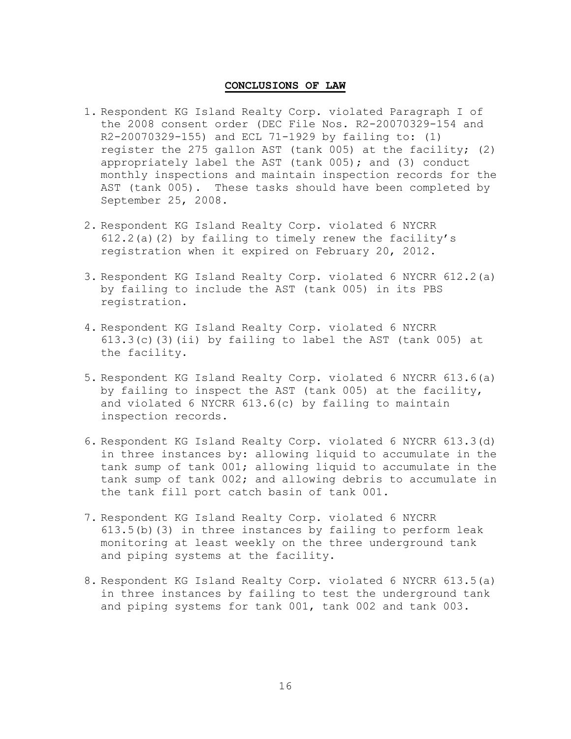## CONCLUSIONS OF LAW

1. Respondent KG Island Realty Corp. violated Paragraph I of the 2008 consent order (DEC File Nos. R2-20070329-154 and R2-20070329-155) and ECL 71-1929 by failing to: (1) register the 275 gallon AST (tank 005) at the facility; (2) appropriately label the AST (tank 005); and (3) conduct monthly inspections and maintain inspection records for the AST (tank 005). These tasks should have been completed by September 25, 2008.

2. Respondent KG Island Realty Corp. violated 6 NYCRR 612.2(a)(2) by failing to timely renew the facility's registration when it expired on February 20, 2012.

3. Respondent KG Island Realty Corp. violated 6 NYCRR 612.2(a) by failing to include the AST (tank 005) in its PBS registration.

4. Respondent KG Island Realty Corp. violated 6 NYCRR 613.3(c)(3)(ii) by failing to label the AST (tank 005) at the facility.

5. Respondent KG Island Realty Corp. violated 6 NYCRR 613.6(a) by failing to inspect the AST (tank 005) at the facility, and violated 6 NYCRR 613.6(c) by failing to maintain inspection records.

6. Respondent KG Island Realty Corp. violated 6 NYCRR 613.3(d) in three instances by: allowing liquid to accumulate in the tank sump of tank 001; allowing liquid to accumulate in the tank sump of tank 002; and allowing debris to accumulate in the tank fill port catch basin of tank 001.

7. Respondent KG Island Realty Corp. violated 6 NYCRR 613.5(b)(3) in three instances by failing to perform leak monitoring at least weekly on the three underground tank and piping systems at the facility.

8. Respondent KG Island Realty Corp. violated 6 NYCRR 613.5(a) in three instances by failing to test the underground tank and piping systems for tank 001, tank 002 and tank 003.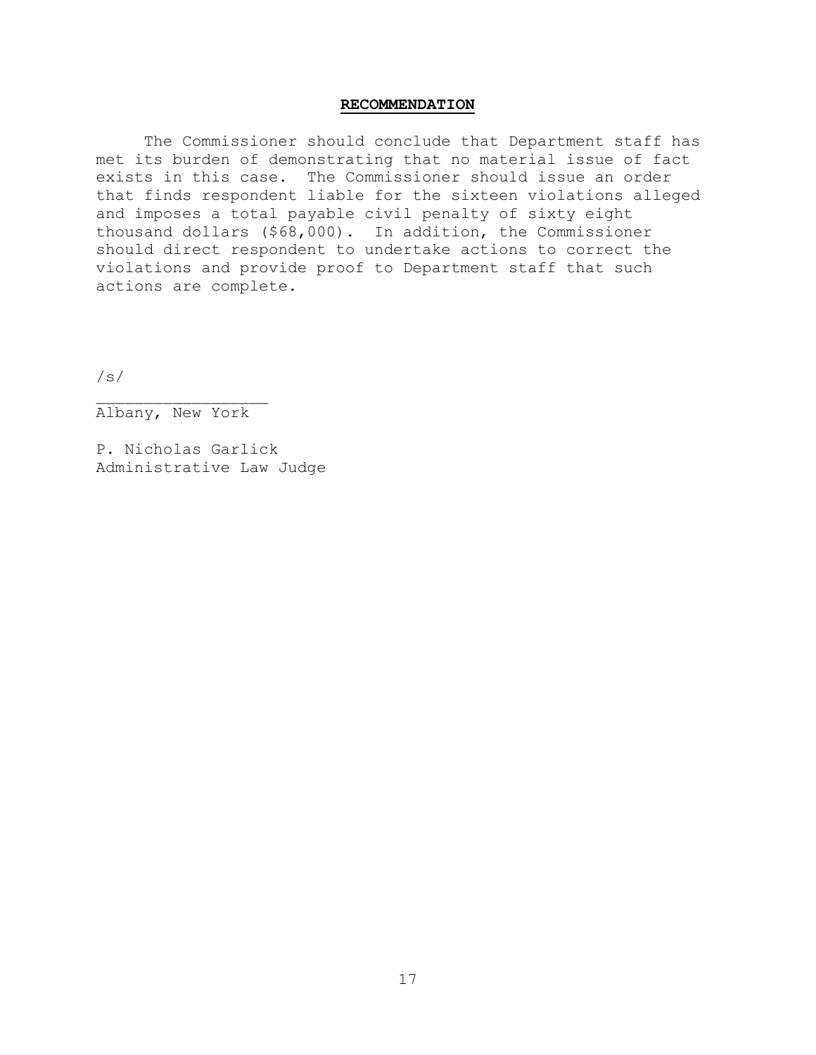## RECOMMENDATION

The Commissioner should conclude that Department staff has met its burden of demonstrating that no material issue of fact exists in this case. The Commissioner should issue an order that finds respondent liable for the sixteen violations alleged and imposes a total payable civil penalty of sixty eight thousand dollars ($68,000). In addition, the Commissioner should direct respondent to undertake actions to correct the violations and provide proof to Department staff that such actions are complete.

/s/

___________________

Albany, New York

P. Nicholas Garlick
Administrative Law Judge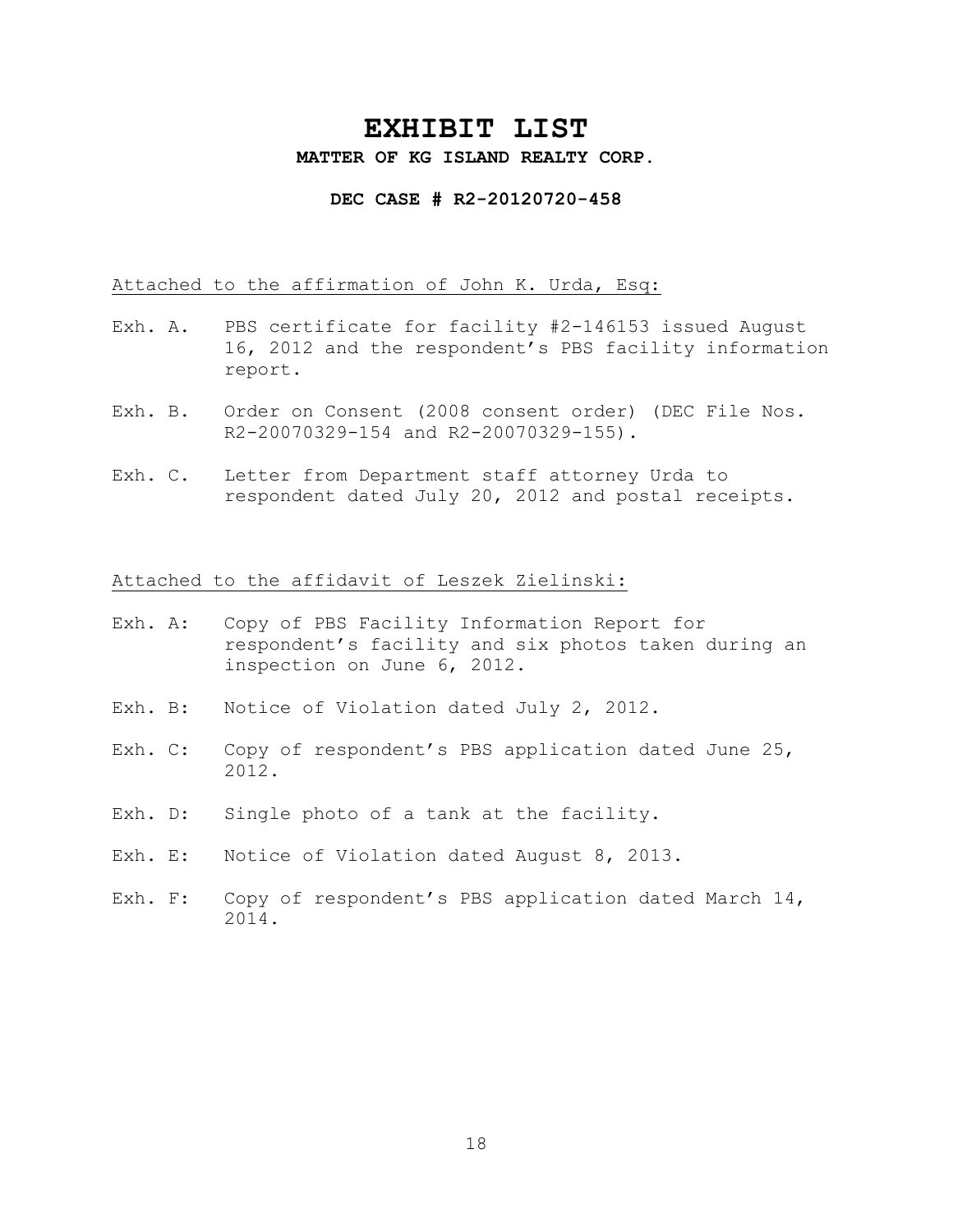# EXHIBIT LIST

**MATTER OF KG ISLAND REALTY CORP.**

**DEC CASE # R2-20120720-458**

<u>Attached to the affirmation of John K. Urda, Esq:</u>

Exh. A. PBS certificate for facility #2-146153 issued August 16, 2012 and the respondent's PBS facility information report.

Exh. B. Order on Consent (2008 consent order) (DEC File Nos. R2-20070329-154 and R2-20070329-155).

Exh. C. Letter from Department staff attorney Urda to respondent dated July 20, 2012 and postal receipts.

<u>Attached to the affidavit of Leszek Zielinski:</u>

Exh. A: Copy of PBS Facility Information Report for respondent's facility and six photos taken during an inspection on June 6, 2012.

Exh. B: Notice of Violation dated July 2, 2012.

Exh. C: Copy of respondent's PBS application dated June 25, 2012.

Exh. D: Single photo of a tank at the facility.

Exh. E: Notice of Violation dated August 8, 2013.

Exh. F: Copy of respondent's PBS application dated March 14, 2014.